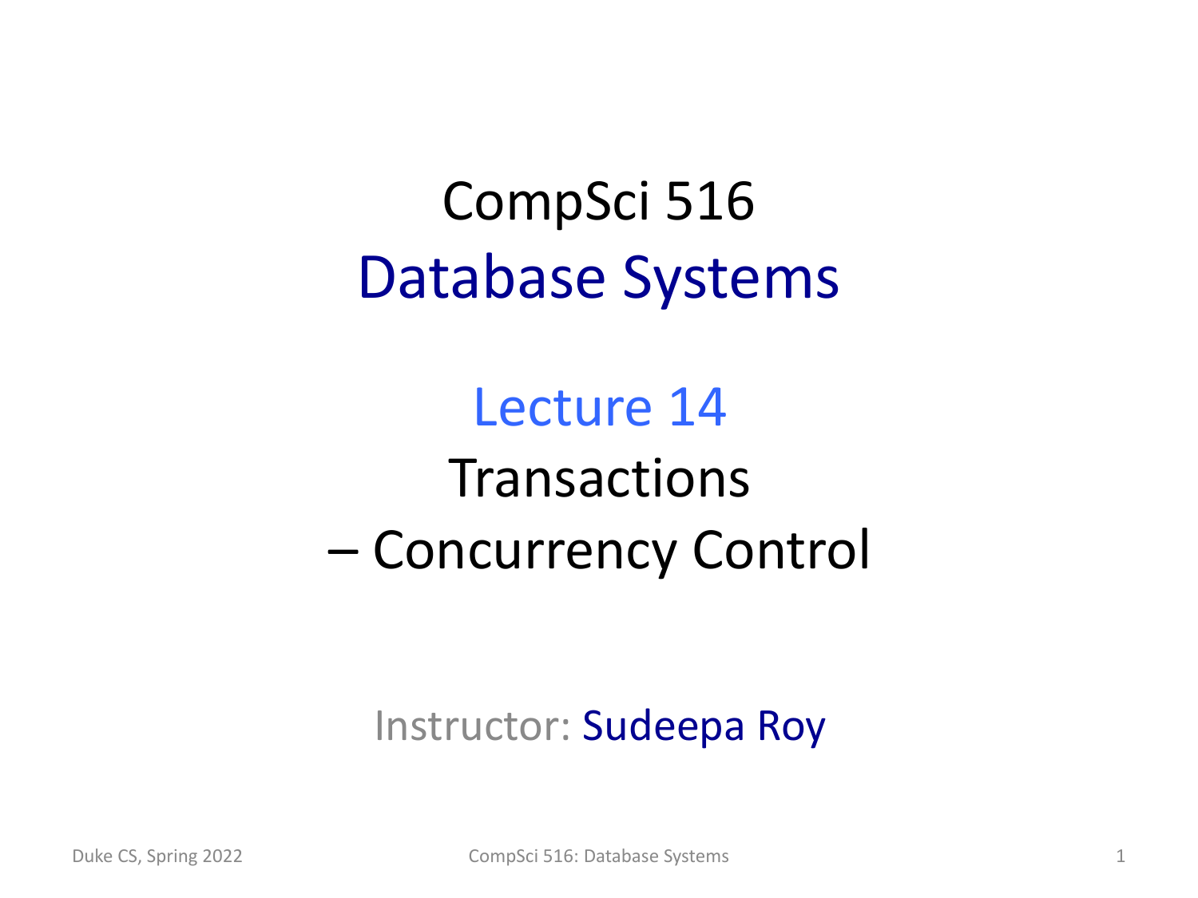# CompSci 516
## Database Systems

### Lecture 14
### Transactions
### – Concurrency Control

Instructor: Sudeepa Roy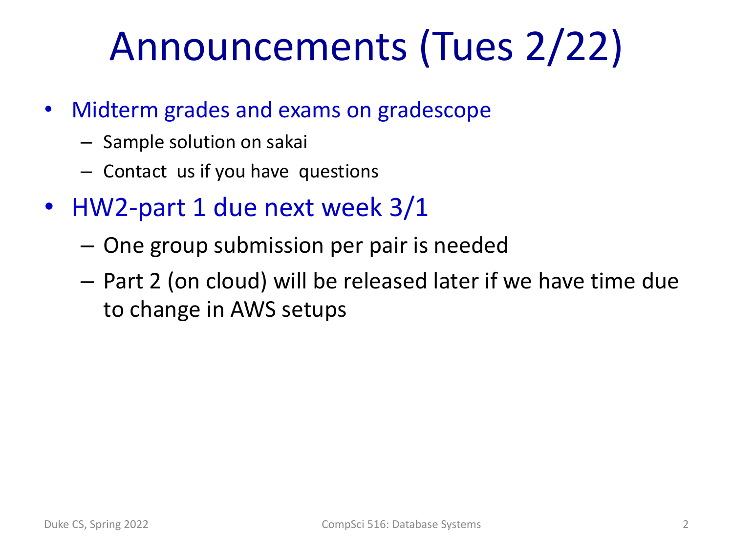# Announcements (Tues 2/22)

- Midterm grades and exams on gradescope
  - Sample solution on sakai
  - Contact us if you have questions
- HW2-part 1 due next week 3/1
  - One group submission per pair is needed
  - Part 2 (on cloud) will be released later if we have time due to change in AWS setups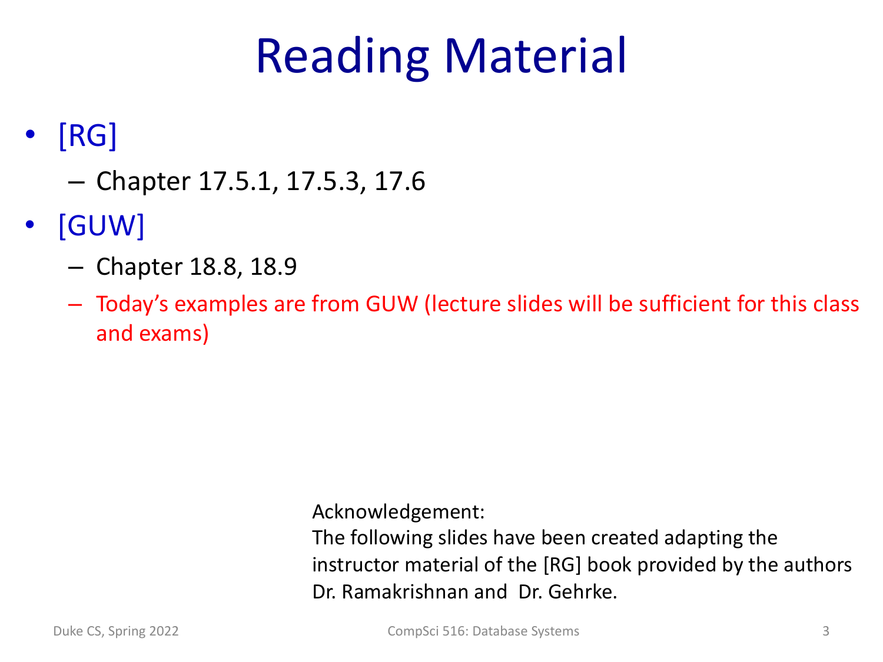# Reading Material

- [RG]
  - Chapter 17.5.1, 17.5.3, 17.6
- [GUW]
  - Chapter 18.8, 18.9
  - Today's examples are from GUW (lecture slides will be sufficient for this class and exams)

Acknowledgement:
The following slides have been created adapting the instructor material of the [RG] book provided by the authors Dr. Ramakrishnan and Dr. Gehrke.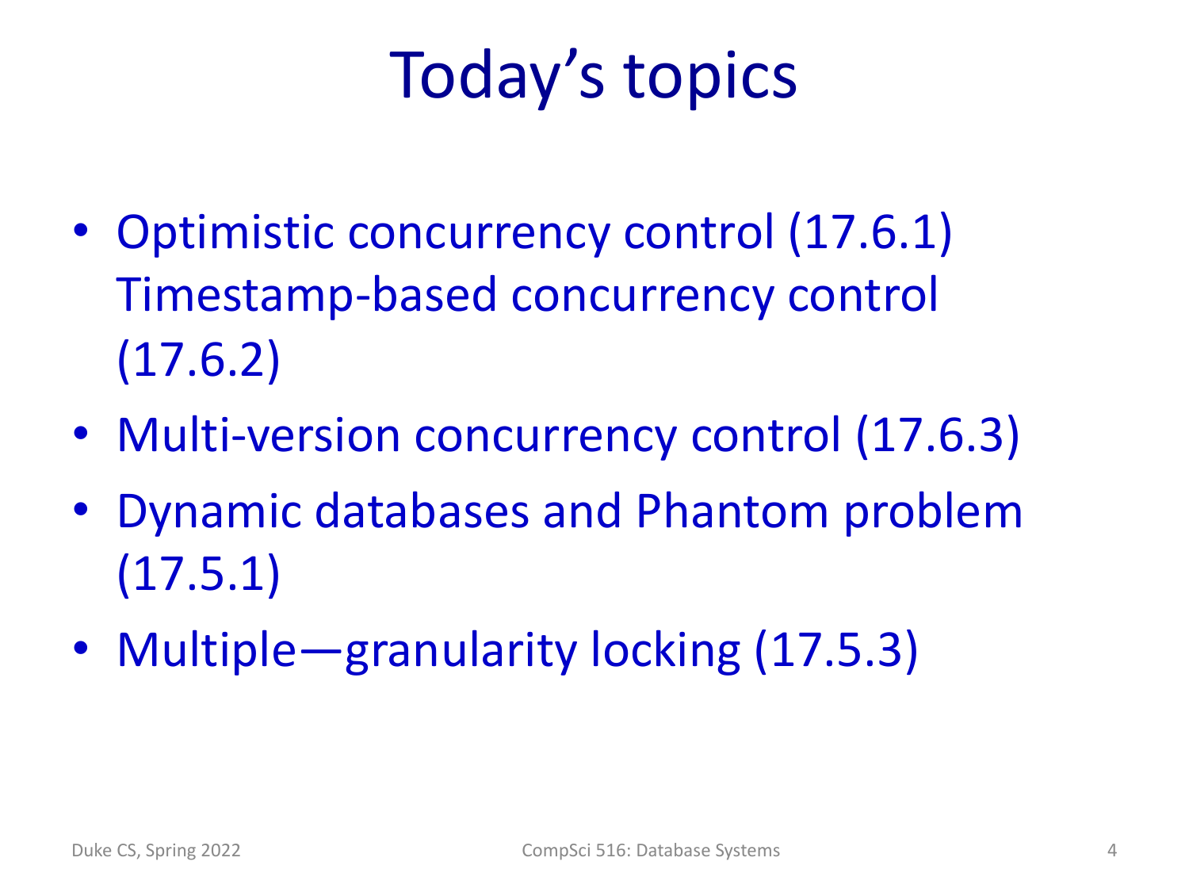# Today's topics

- Optimistic concurrency control (17.6.1) Timestamp-based concurrency control (17.6.2)
- Multi-version concurrency control (17.6.3)
- Dynamic databases and Phantom problem (17.5.1)
- Multiple—granularity locking (17.5.3)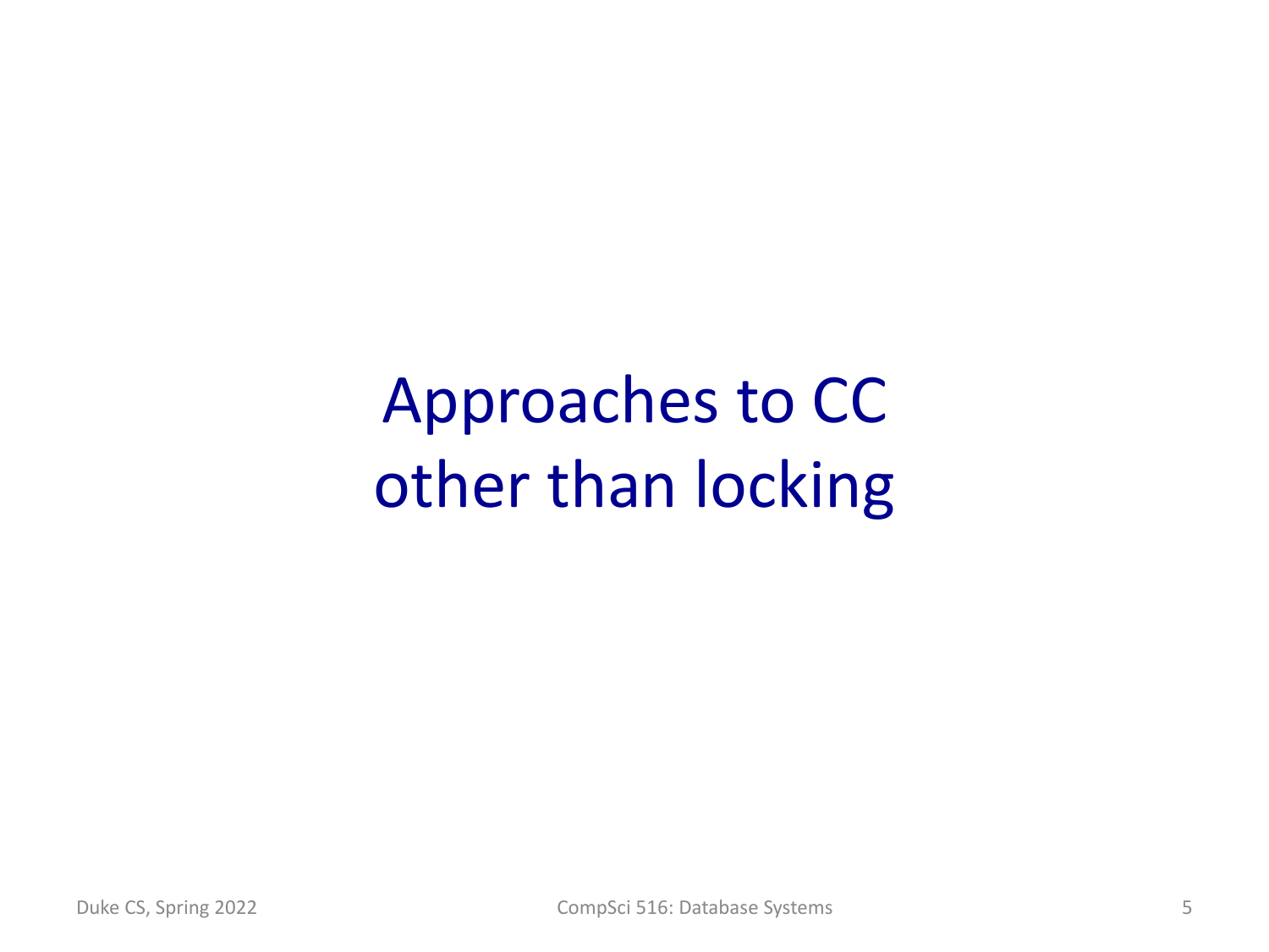# Approaches to CC other than locking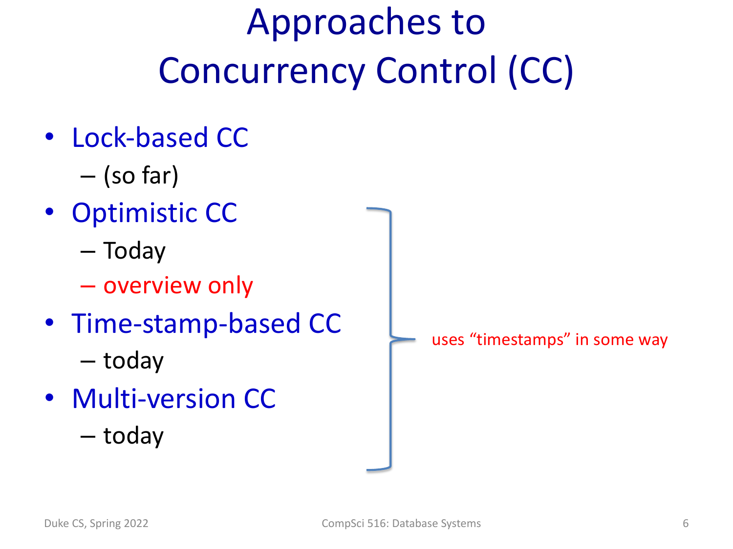# Approaches to Concurrency Control (CC)

- Lock-based CC
  - (so far)
- Optimistic CC
  - Today
  - overview only
- Time-stamp-based CC
  - today
- Multi-version CC
  - today

uses "timestamps" in some way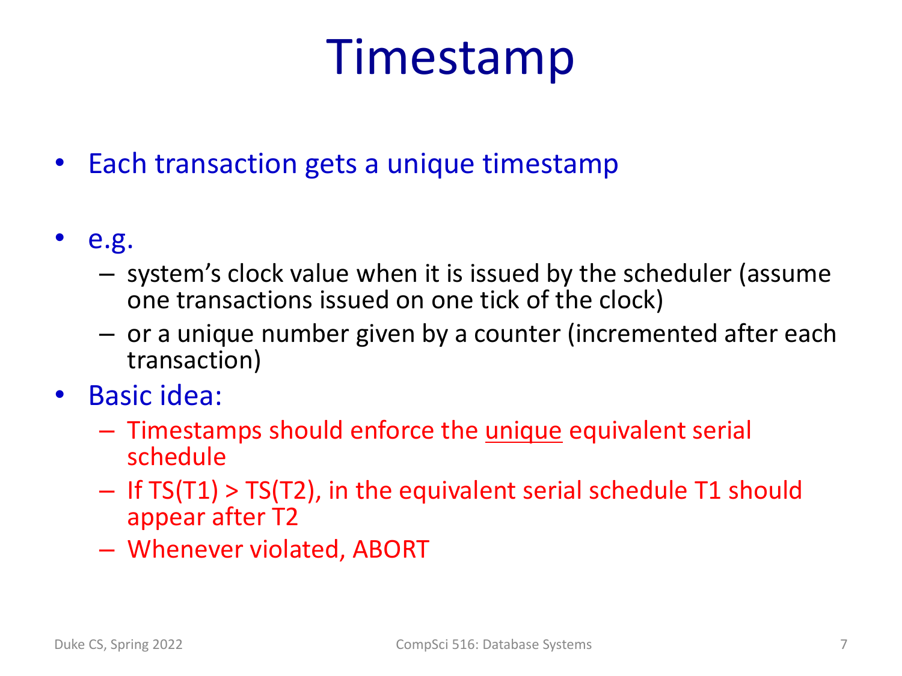# Timestamp

- Each transaction gets a unique timestamp
- e.g.
  - system's clock value when it is issued by the scheduler (assume one transactions issued on one tick of the clock)
  - or a unique number given by a counter (incremented after each transaction)
- Basic idea:
  - Timestamps should enforce the <u>unique</u> equivalent serial schedule
  - If TS(T1) > TS(T2), in the equivalent serial schedule T1 should appear after T2
  - Whenever violated, ABORT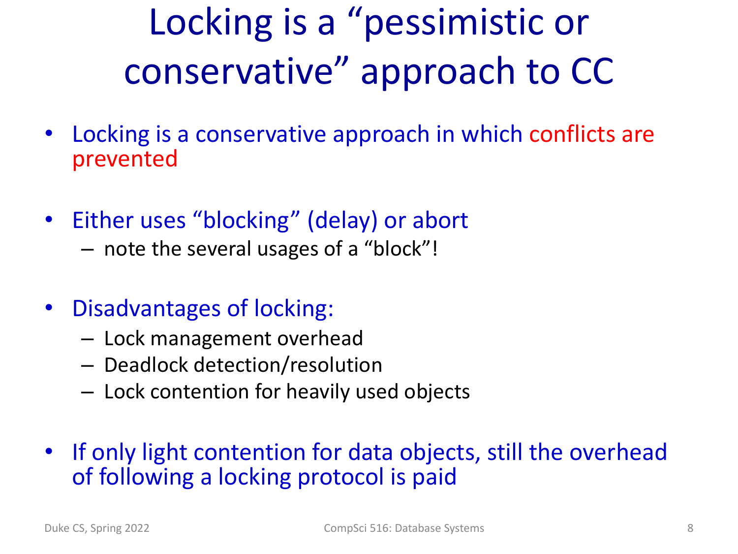# Locking is a “pessimistic or conservative” approach to CC

- Locking is a conservative approach in which conflicts are prevented

- Either uses “blocking” (delay) or abort
  - note the several usages of a “block”!

- Disadvantages of locking:
  - Lock management overhead
  - Deadlock detection/resolution
  - Lock contention for heavily used objects

- If only light contention for data objects, still the overhead of following a locking protocol is paid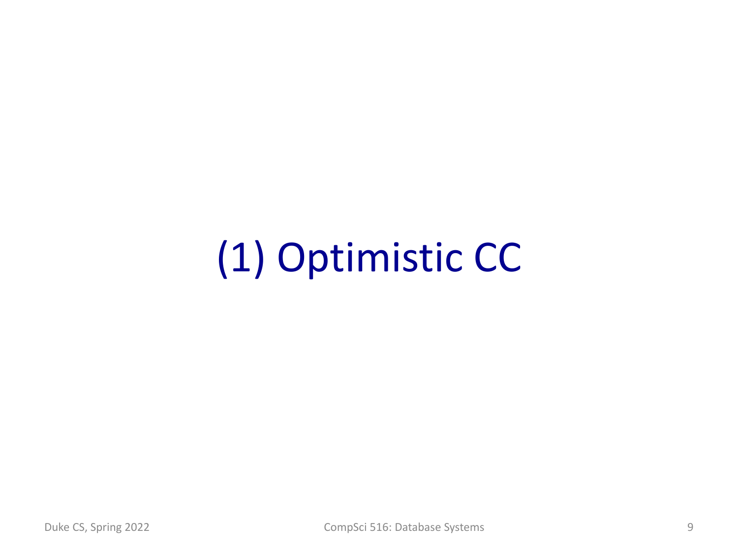# (1) Optimistic CC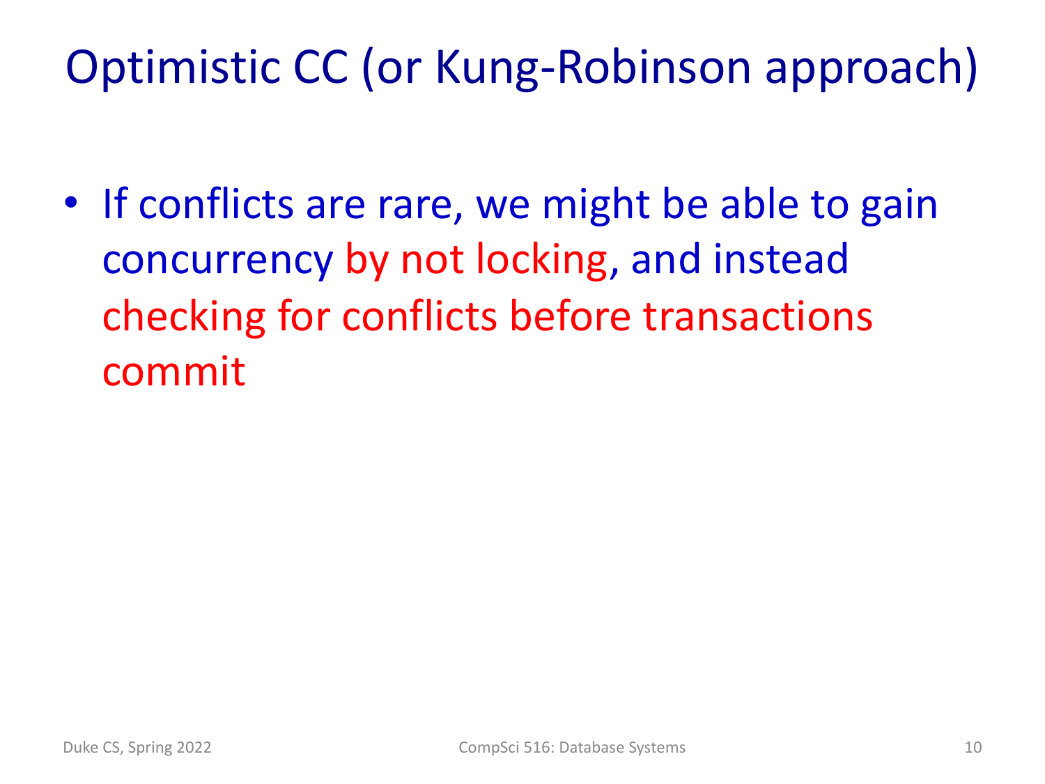# Optimistic CC (or Kung-Robinson approach)

- If conflicts are rare, we might be able to gain concurrency by not locking, and instead checking for conflicts before transactions commit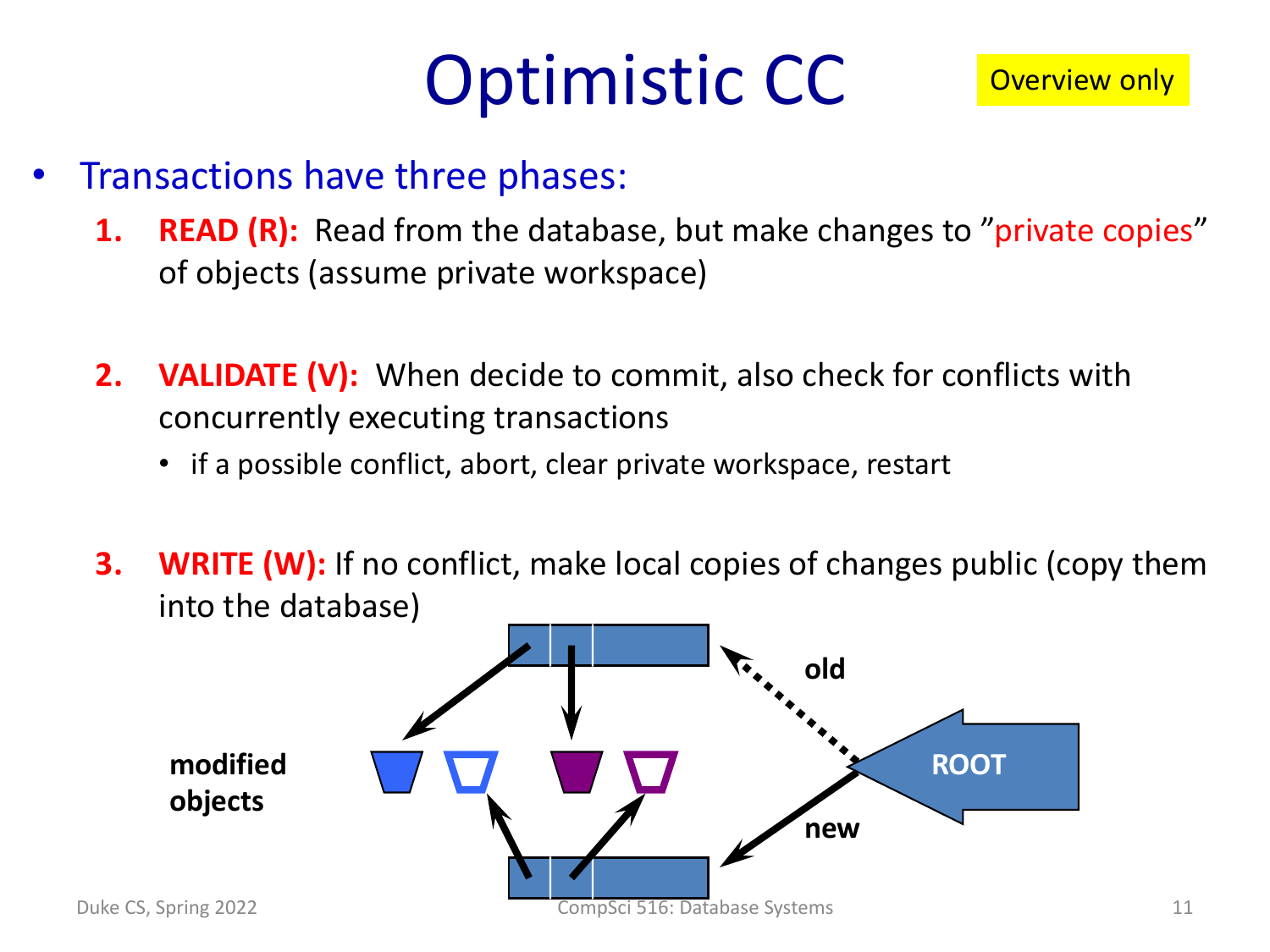# Optimistic CC

Overview only

- Transactions have three phases:
  1. **READ (R):** Read from the database, but make changes to "private copies" of objects (assume private workspace)
  2. **VALIDATE (V):** When decide to commit, also check for conflicts with concurrently executing transactions
     - if a possible conflict, abort, clear private workspace, restart
  3. **WRITE (W):** If no conflict, make local copies of changes public (copy them into the database)

**modified objects**

**old**

**new**

**ROOT**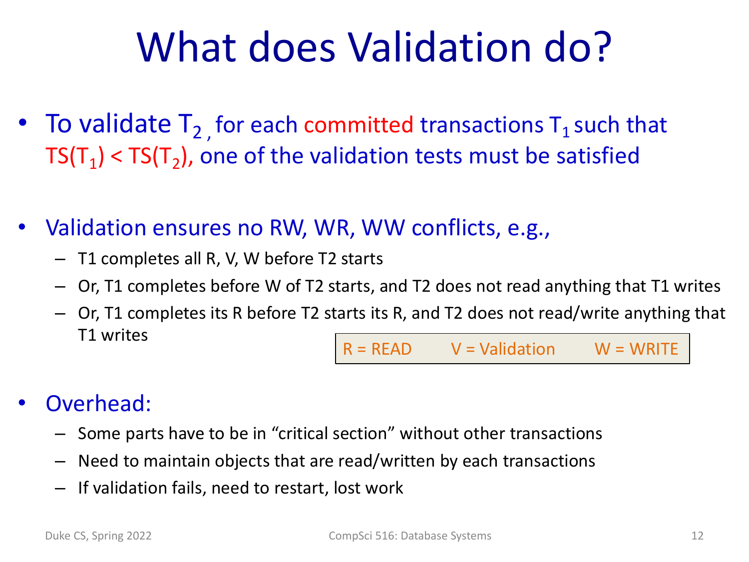# What does Validation do?

- To validate $T_2$, for each committed transactions $T_1$ such that $TS(T_1) < TS(T_2)$, one of the validation tests must be satisfied

- Validation ensures no RW, WR, WW conflicts, e.g.,
  - T1 completes all R, V, W before T2 starts
  - Or, T1 completes before W of T2 starts, and T2 does not read anything that T1 writes
  - Or, T1 completes its R before T2 starts its R, and T2 does not read/write anything that T1 writes

R = READ V = Validation W = WRITE

- Overhead:
  - Some parts have to be in "critical section" without other transactions
  - Need to maintain objects that are read/written by each transactions
  - If validation fails, need to restart, lost work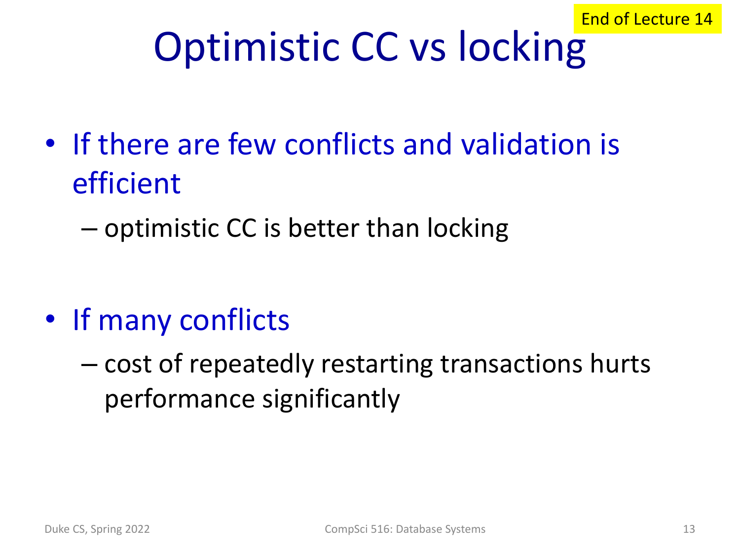End of Lecture 14

# Optimistic CC vs locking

- If there are few conflicts and validation is efficient
  - optimistic CC is better than locking

- If many conflicts
  - cost of repeatedly restarting transactions hurts performance significantly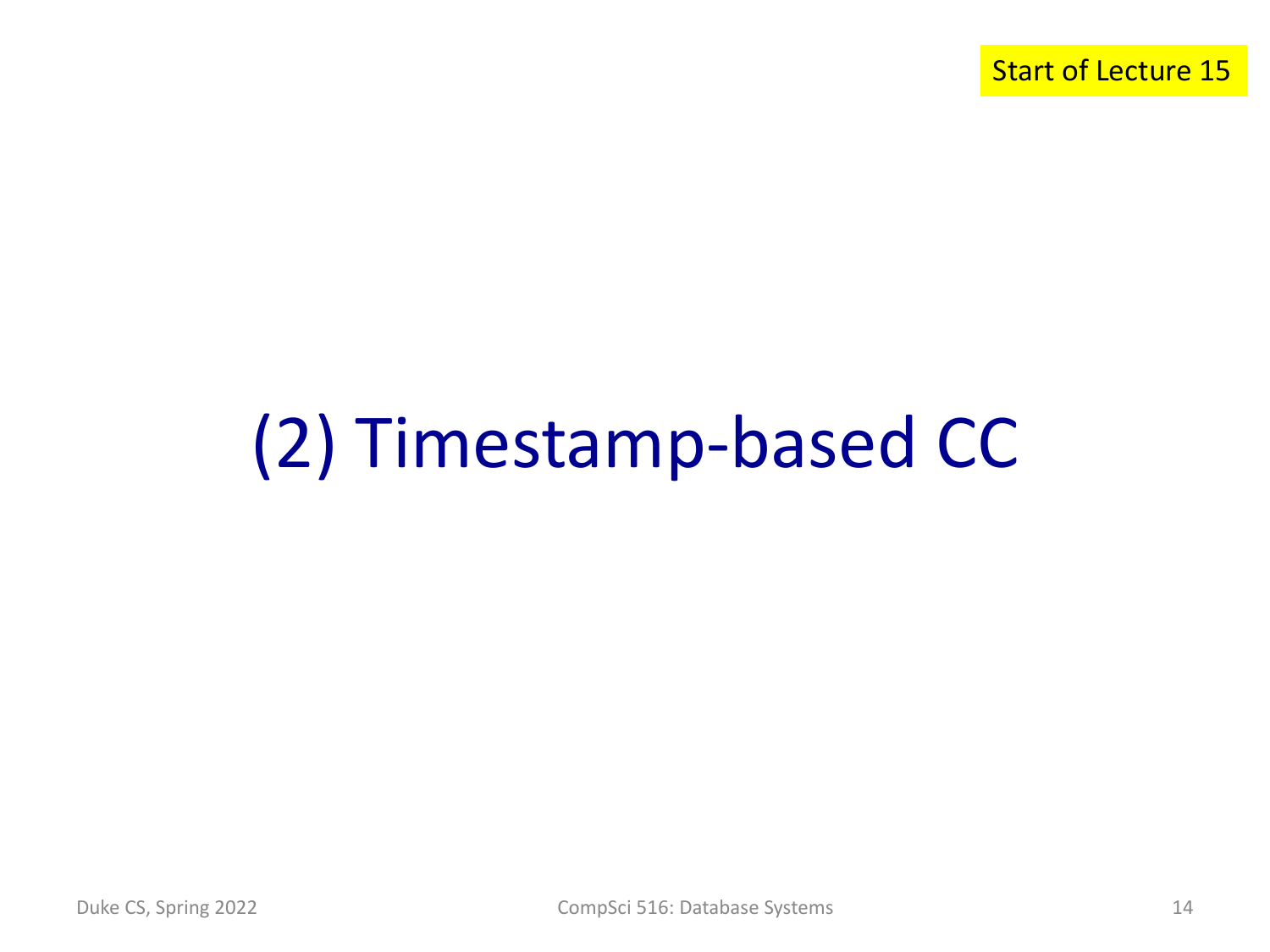Start of Lecture 15

# (2) Timestamp-based CC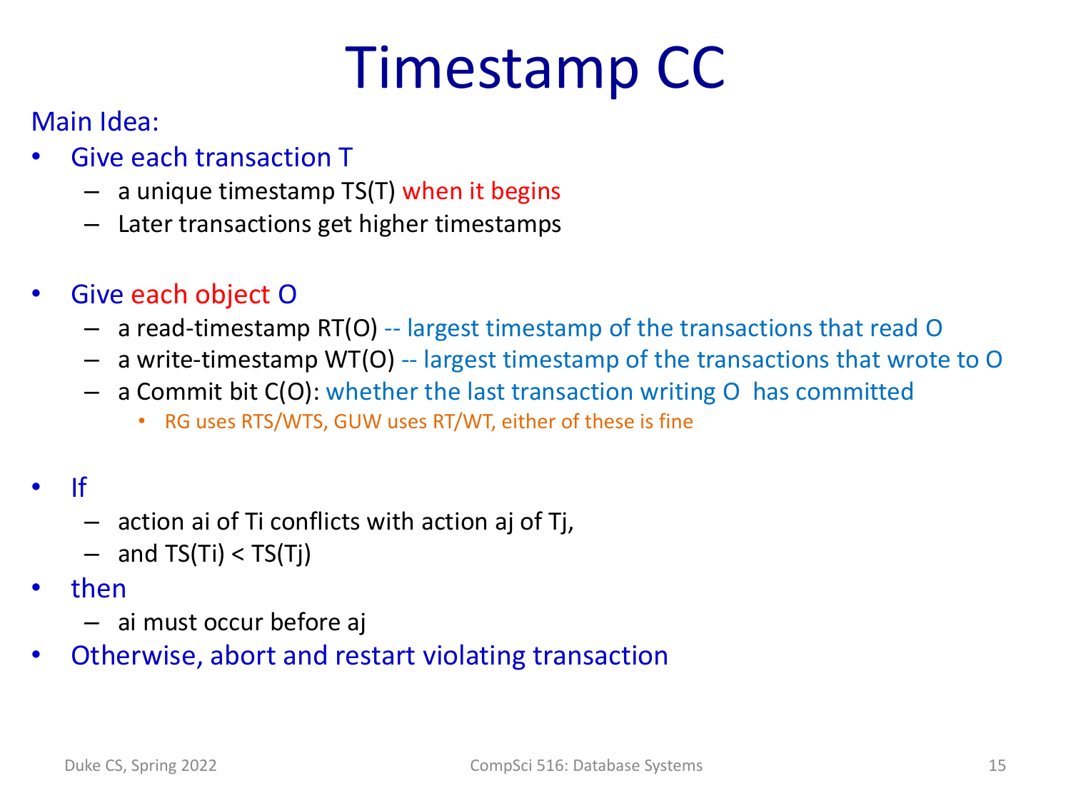# Timestamp CC

Main Idea:

- Give each transaction T
  - a unique timestamp TS(T) when it begins
  - Later transactions get higher timestamps

- Give each object O
  - a read-timestamp RT(O) -- largest timestamp of the transactions that read O
  - a write-timestamp WT(O) -- largest timestamp of the transactions that wrote to O
  - a Commit bit C(O): whether the last transaction writing O has committed
    - RG uses RTS/WTS, GUW uses RT/WT, either of these is fine

- If
  - action ai of Ti conflicts with action aj of Tj,
  - and TS(Ti) < TS(Tj)
- then
  - ai must occur before aj
- Otherwise, abort and restart violating transaction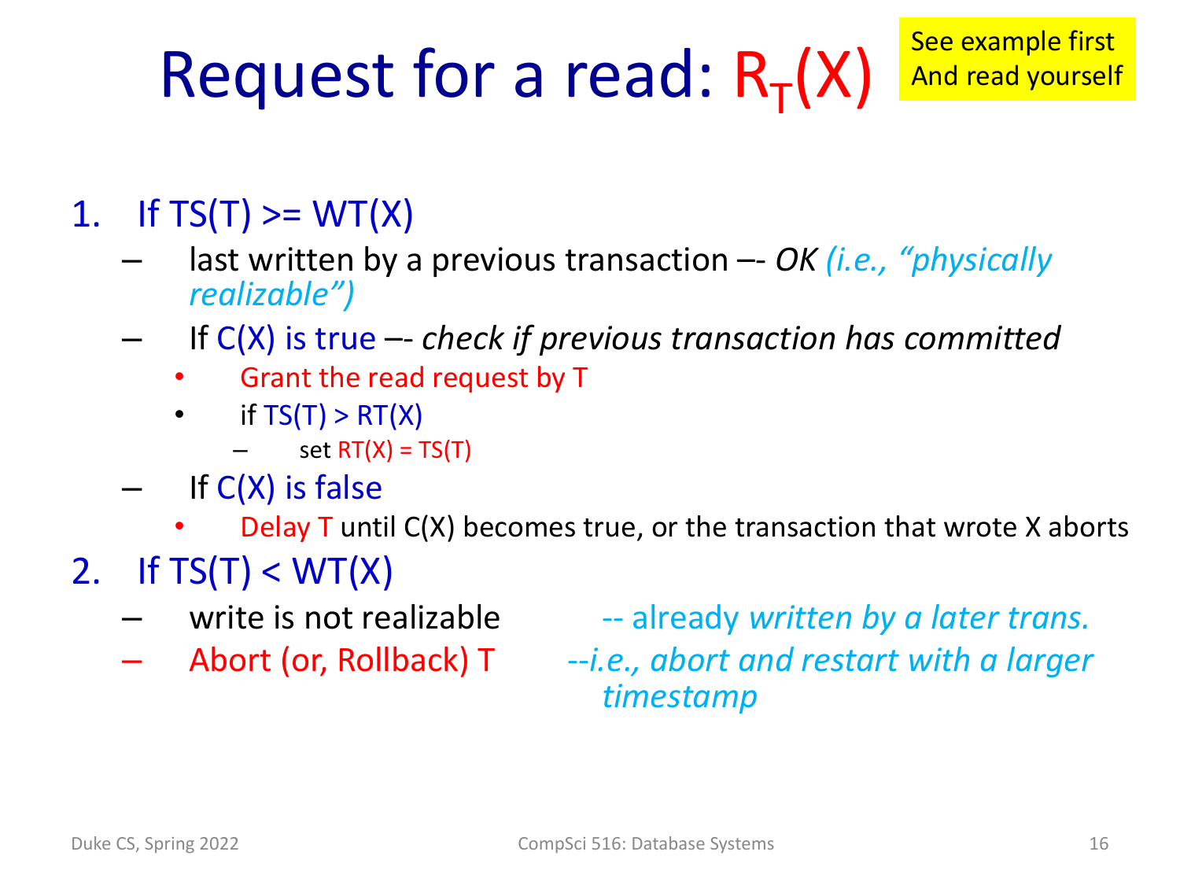# Request for a read: $R_T(X)$

See example first
And read yourself

1. If TS(T) >= WT(X)
   - last written by a previous transaction –- *OK (i.e., "physically realizable")*
   - If C(X) is true –- *check if previous transaction has committed*
     - Grant the read request by T
     - if TS(T) > RT(X)
       - set RT(X) = TS(T)
   - If C(X) is false
     - Delay T until C(X) becomes true, or the transaction that wrote X aborts
2. If TS(T) < WT(X)
   - write is not realizable -- already *written by a later trans.*
   - Abort (or, Rollback) T --*i.e., abort and restart with a larger timestamp*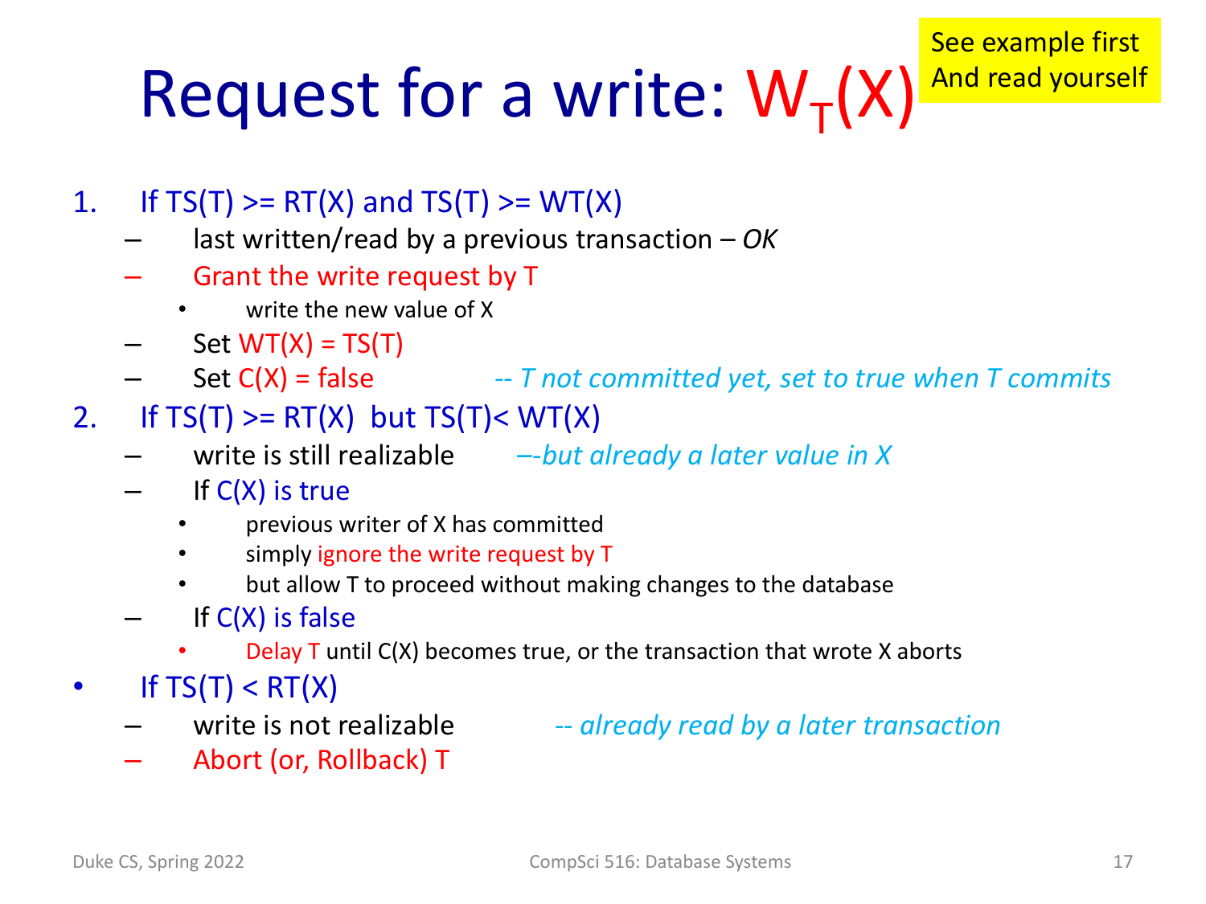# Request for a write: $W_T(X)$

See example first
And read yourself

1. If TS(T) >= RT(X) and TS(T) >= WT(X)
   - last written/read by a previous transaction – *OK*
   - Grant the write request by T
     - write the new value of X
   - Set WT(X) = TS(T)
   - Set C(X) = false *-- T not committed yet, set to true when T commits*
2. If TS(T) >= RT(X) but TS(T)< WT(X)
   - write is still realizable *–-but already a later value in X*
   - If C(X) is true
     - previous writer of X has committed
     - simply ignore the write request by T
     - but allow T to proceed without making changes to the database
   - If C(X) is false
     - Delay T until C(X) becomes true, or the transaction that wrote X aborts
- If TS(T) < RT(X)
  - write is not realizable *-- already read by a later transaction*
  - Abort (or, Rollback) T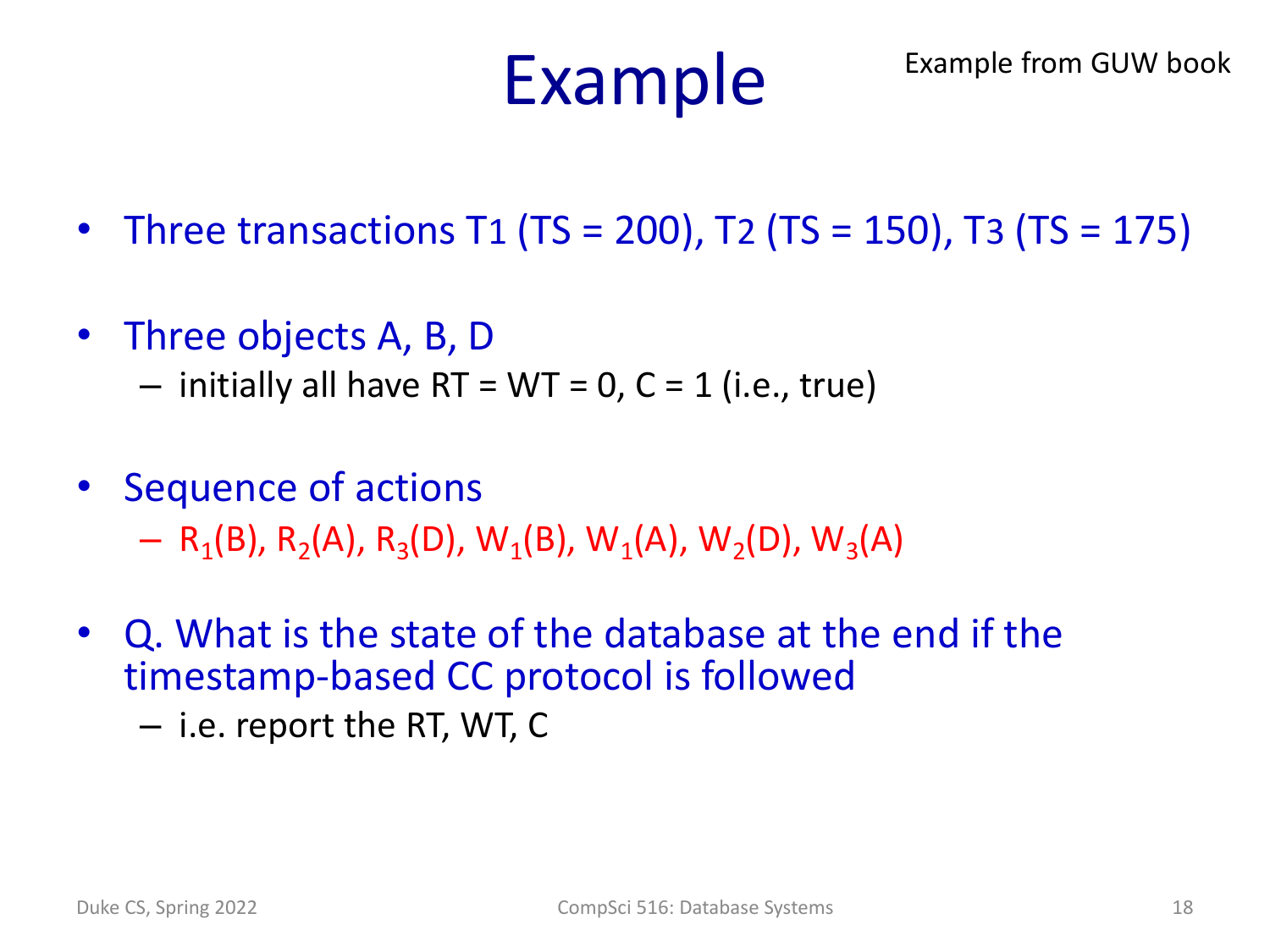# Example

Example from GUW book

- Three transactions T1 (TS = 200), T2 (TS = 150), T3 (TS = 175)
- Three objects A, B, D
  - initially all have RT = WT = 0, C = 1 (i.e., true)
- Sequence of actions
  - $R_1(B)$, $R_2(A)$, $R_3(D)$, $W_1(B)$, $W_1(A)$, $W_2(D)$, $W_3(A)$
- Q. What is the state of the database at the end if the timestamp-based CC protocol is followed
  - i.e. report the RT, WT, C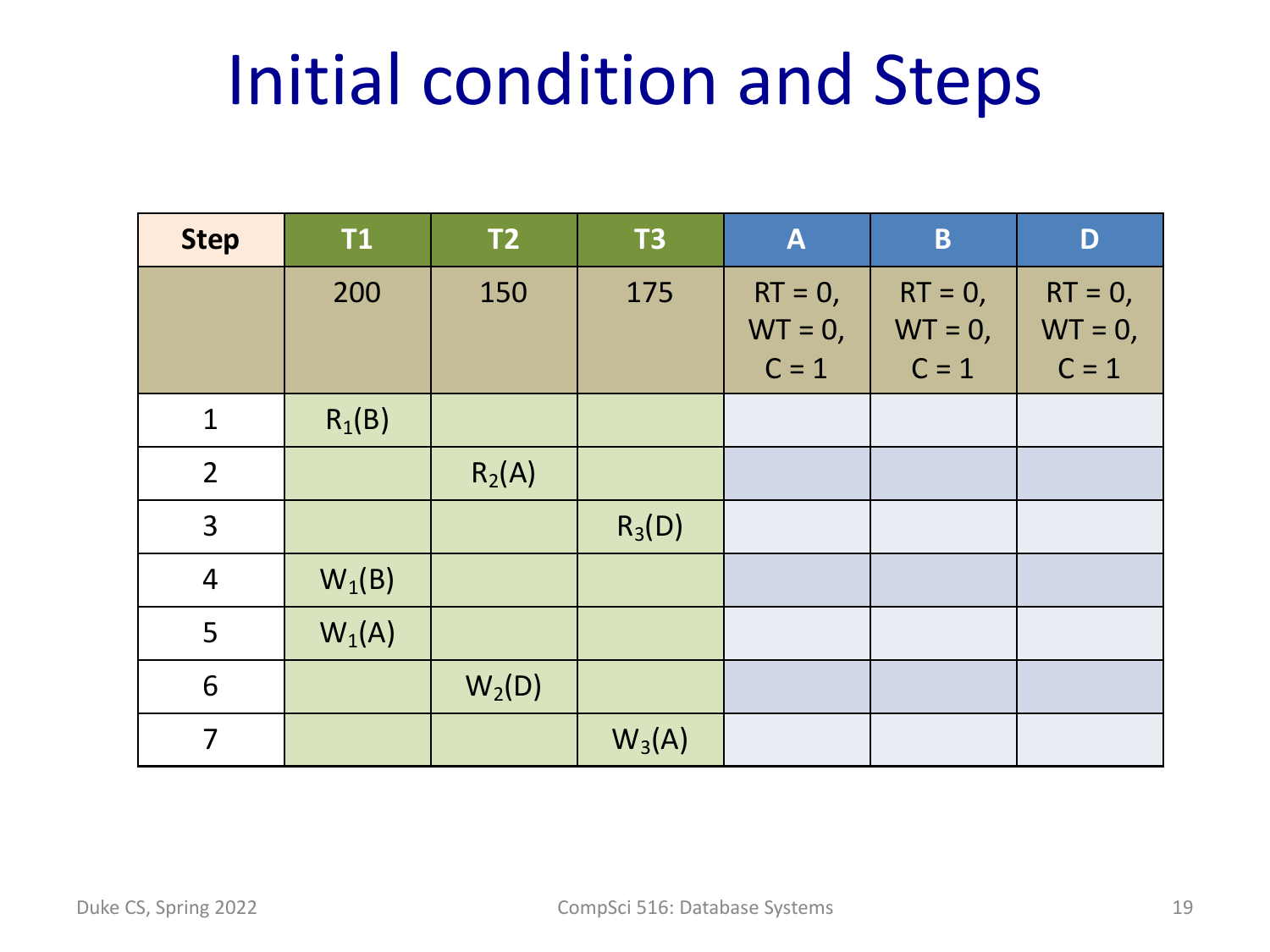# Initial condition and Steps

| Step | T1 | T2 | T3 | A | B | D |
|---|---|---|---|---|---|---|
| | 200 | 150 | 175 | RT = 0, WT = 0, C = 1 | RT = 0, WT = 0, C = 1 | RT = 0, WT = 0, C = 1 |
| 1 | $R_1(B)$ | | | | | |
| 2 | | $R_2(A)$ | | | | |
| 3 | | | $R_3(D)$ | | | |
| 4 | $W_1(B)$ | | | | | |
| 5 | $W_1(A)$ | | | | | |
| 6 | | $W_2(D)$ | | | | |
| 7 | | | $W_3(A)$ | | | |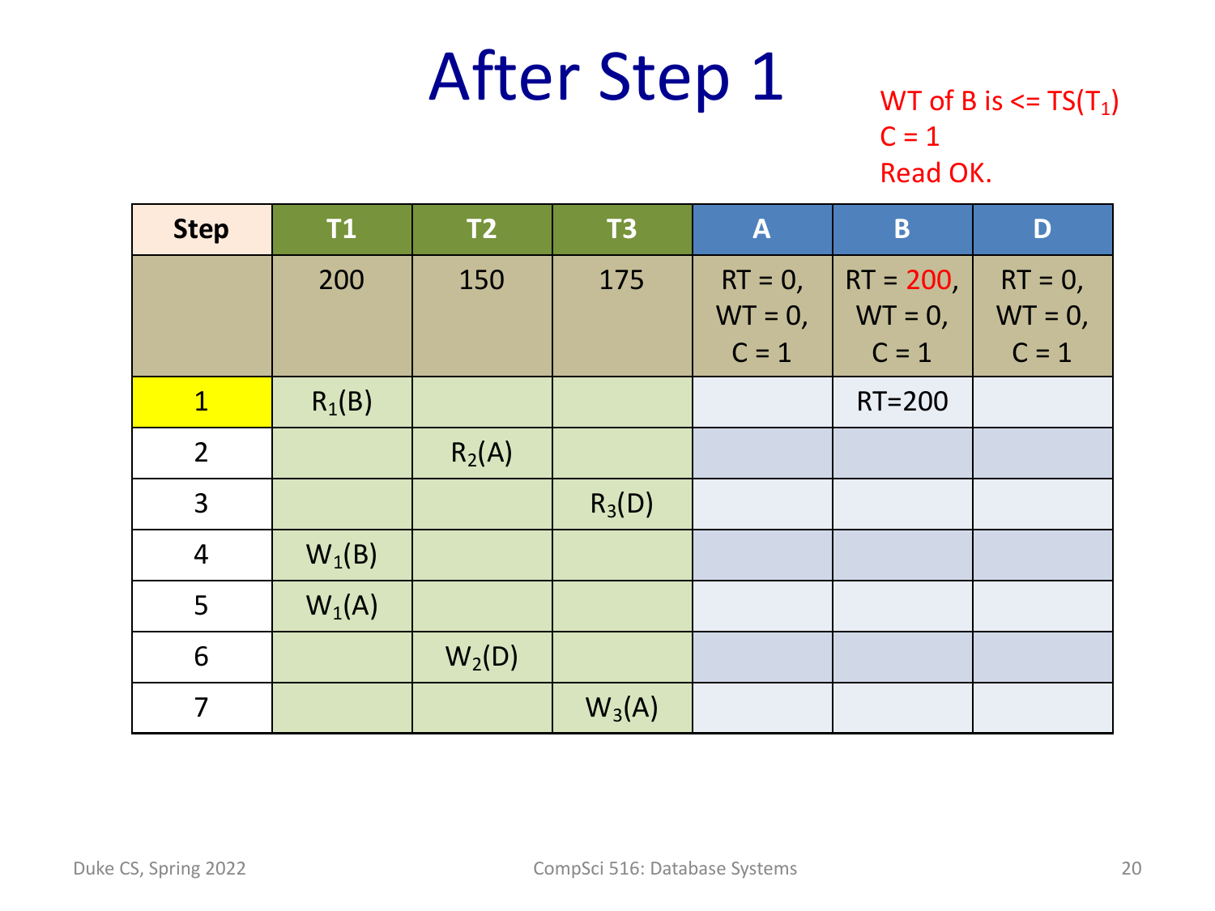# After Step 1

WT of B is <= TS($T_1$)
C = 1
Read OK.

| Step | T1 | T2 | T3 | A | B | D |
|---|---|---|---|---|---|---|
| | 200 | 150 | 175 | RT = 0, WT = 0, C = 1 | RT = 200, WT = 0, C = 1 | RT = 0, WT = 0, C = 1 |
| 1 | $R_1(B)$ | | | | RT=200 | |
| 2 | | $R_2(A)$ | | | | |
| 3 | | | $R_3(D)$ | | | |
| 4 | $W_1(B)$ | | | | | |
| 5 | $W_1(A)$ | | | | | |
| 6 | | $W_2(D)$ | | | | |
| 7 | | | $W_3(A)$ | | | |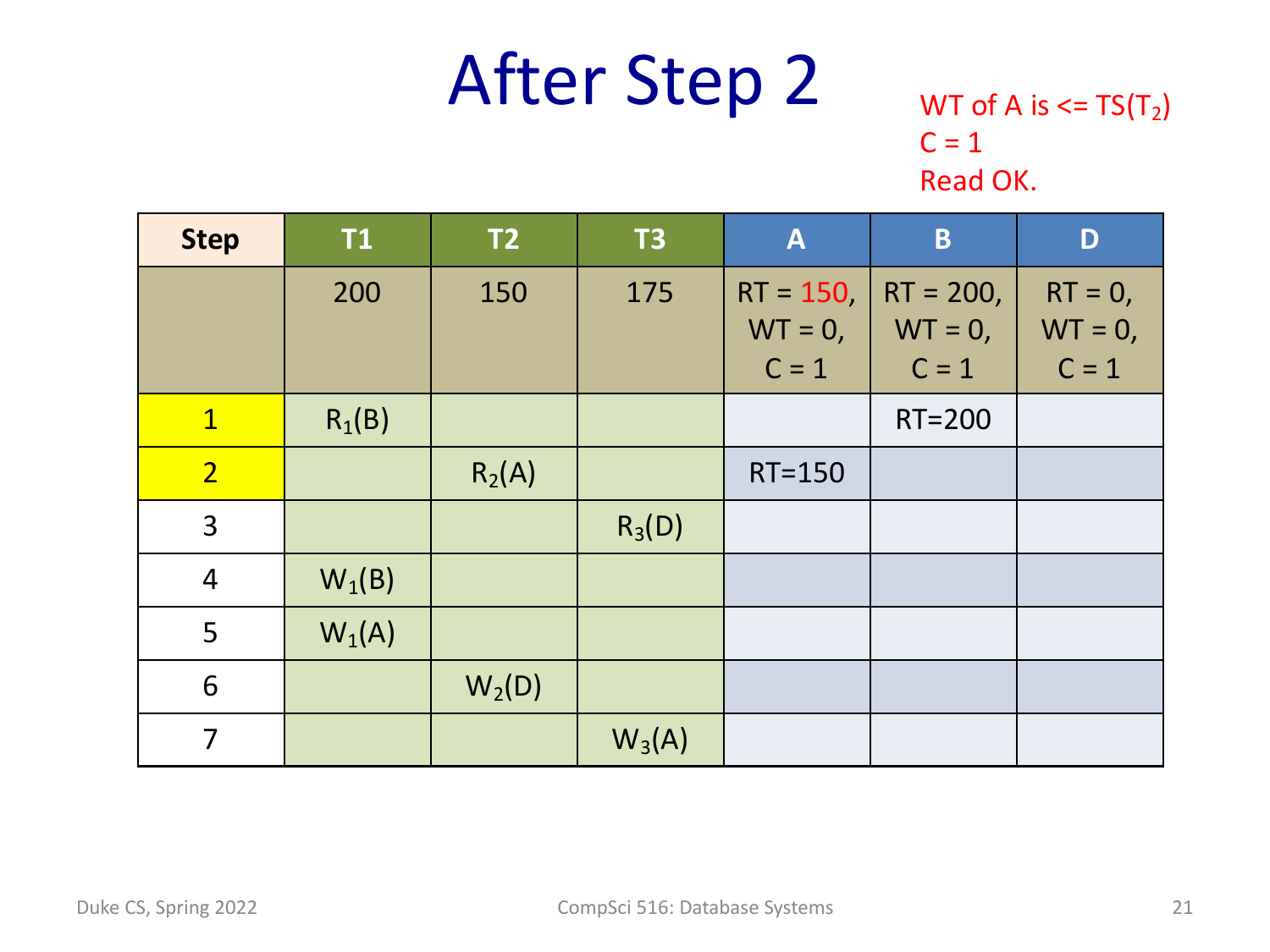# After Step 2

WT of A is <= TS($T_2$)
C = 1
Read OK.

| Step | T1 | T2 | T3 | A | B | D |
|---|---|---|---|---|---|---|
| | 200 | 150 | 175 | RT = 150, WT = 0, C = 1 | RT = 200, WT = 0, C = 1 | RT = 0, WT = 0, C = 1 |
| 1 | $R_1(B)$ | | | | RT=200 | |
| 2 | | $R_2(A)$ | | RT=150 | | |
| 3 | | | $R_3(D)$ | | | |
| 4 | $W_1(B)$ | | | | | |
| 5 | $W_1(A)$ | | | | | |
| 6 | | $W_2(D)$ | | | | |
| 7 | | | $W_3(A)$ | | | |

Duke CS, Spring 2022 — CompSci 516: Database Systems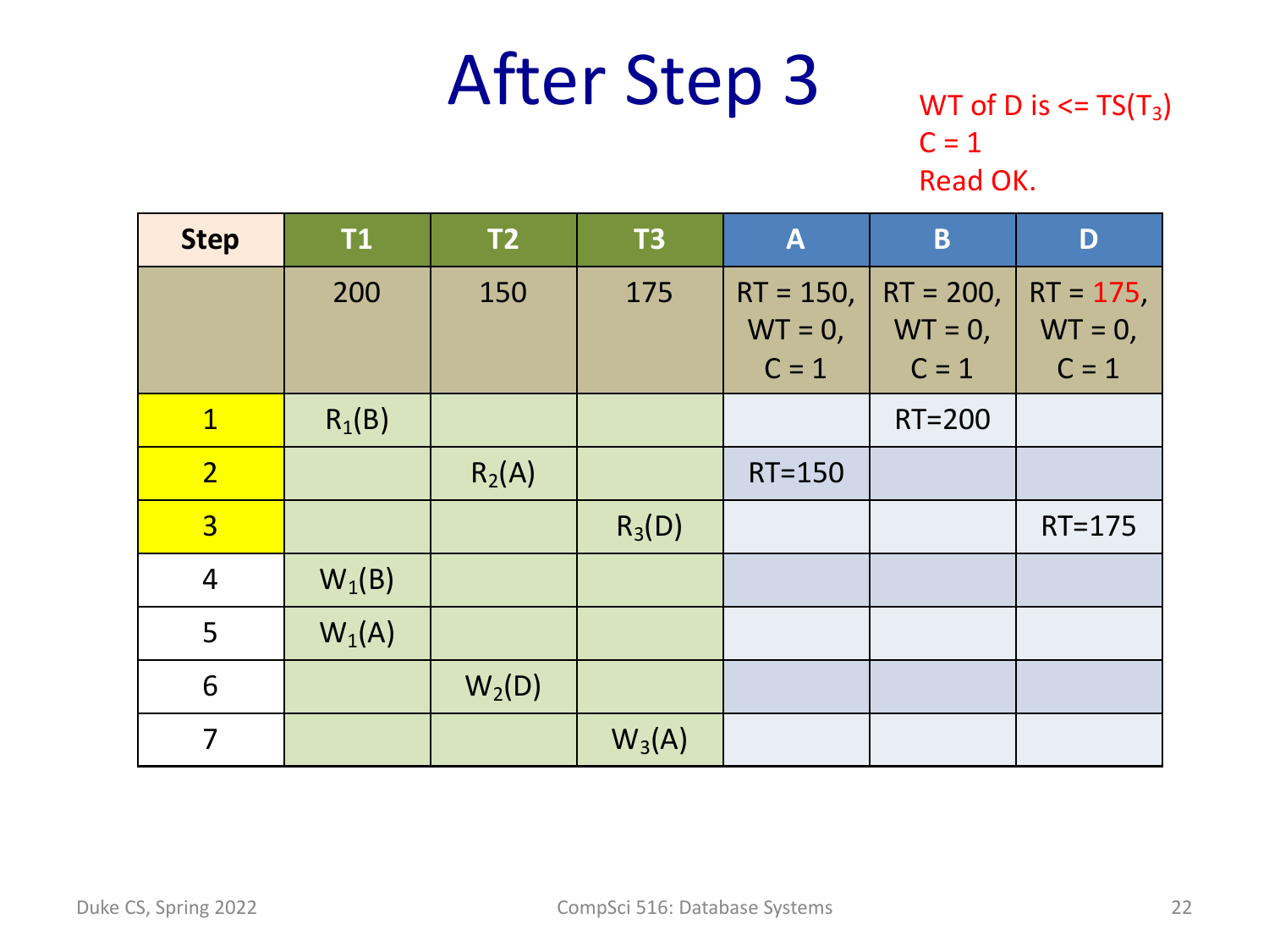# After Step 3

WT of D is <= TS($T_3$)
C = 1
Read OK.

| Step | T1 | T2 | T3 | A | B | D |
|---|---|---|---|---|---|---|
| | 200 | 150 | 175 | RT = 150, WT = 0, C = 1 | RT = 200, WT = 0, C = 1 | RT = 175, WT = 0, C = 1 |
| 1 | $R_1(B)$ | | | | RT=200 | |
| 2 | | $R_2(A)$ | | RT=150 | | |
| 3 | | | $R_3(D)$ | | | RT=175 |
| 4 | $W_1(B)$ | | | | | |
| 5 | $W_1(A)$ | | | | | |
| 6 | | $W_2(D)$ | | | | |
| 7 | | | $W_3(A)$ | | | |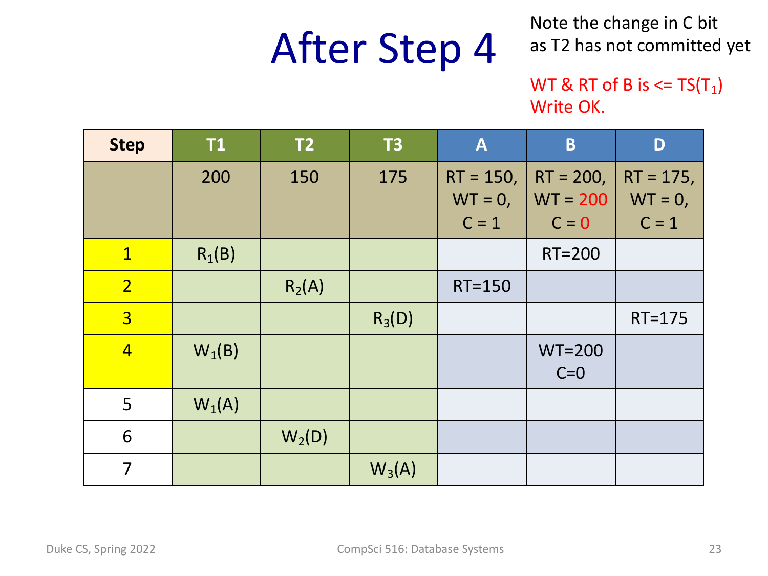# After Step 4

Note the change in C bit as T2 has not committed yet

WT & RT of B is <= TS($T_1$)
Write OK.

| Step | T1 | T2 | T3 | A | B | D |
|---|---|---|---|---|---|---|
| | 200 | 150 | 175 | RT = 150, WT = 0, C = 1 | RT = 200, WT = 200, C = 0 | RT = 175, WT = 0, C = 1 |
| 1 | $R_1(B)$ | | | | RT=200 | |
| 2 | | $R_2(A)$ | | RT=150 | | |
| 3 | | | $R_3(D)$ | | | RT=175 |
| 4 | $W_1(B)$ | | | | WT=200 C=0 | |
| 5 | $W_1(A)$ | | | | | |
| 6 | | $W_2(D)$ | | | | |
| 7 | | | $W_3(A)$ | | | |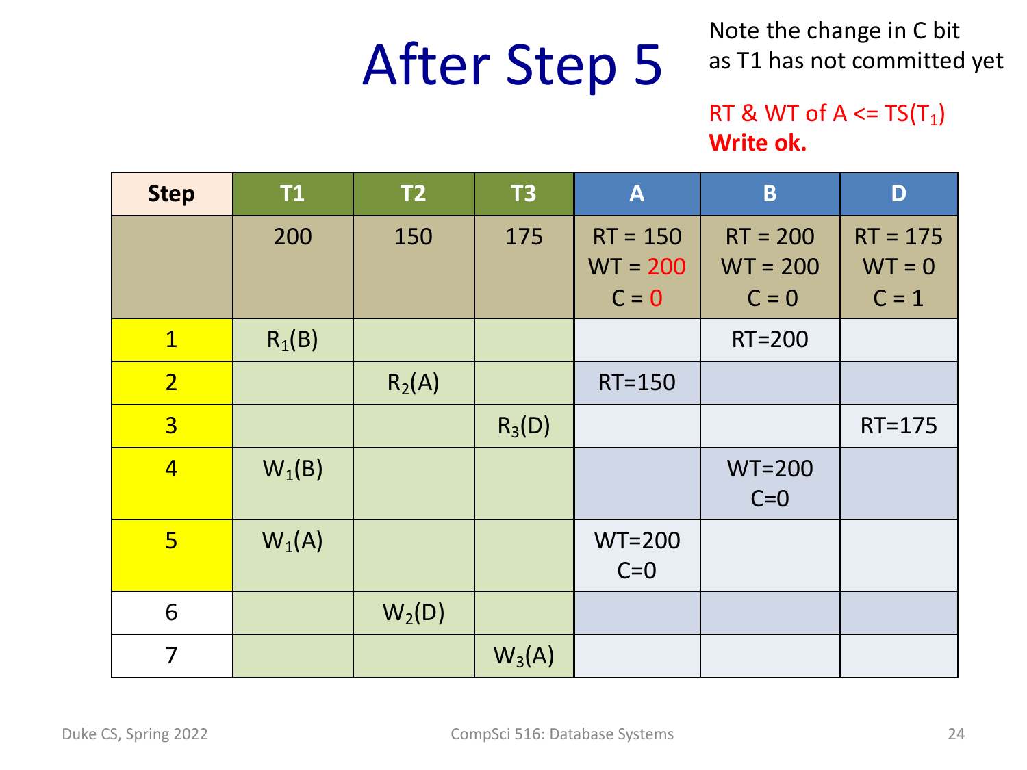# After Step 5

Note the change in C bit as T1 has not committed yet

RT & WT of A <= TS($T_1$)
**Write ok.**

| Step | T1 | T2 | T3 | A | B | D |
|---|---|---|---|---|---|---|
| | 200 | 150 | 175 | RT = 150<br>WT = 200<br>C = 0 | RT = 200<br>WT = 200<br>C = 0 | RT = 175<br>WT = 0<br>C = 1 |
| 1 | $R_1(B)$ | | | | RT=200 | |
| 2 | | $R_2(A)$ | | RT=150 | | |
| 3 | | | $R_3(D)$ | | | RT=175 |
| 4 | $W_1(B)$ | | | | WT=200<br>C=0 | |
| 5 | $W_1(A)$ | | | WT=200<br>C=0 | | |
| 6 | | $W_2(D)$ | | | | |
| 7 | | | $W_3(A)$ | | | |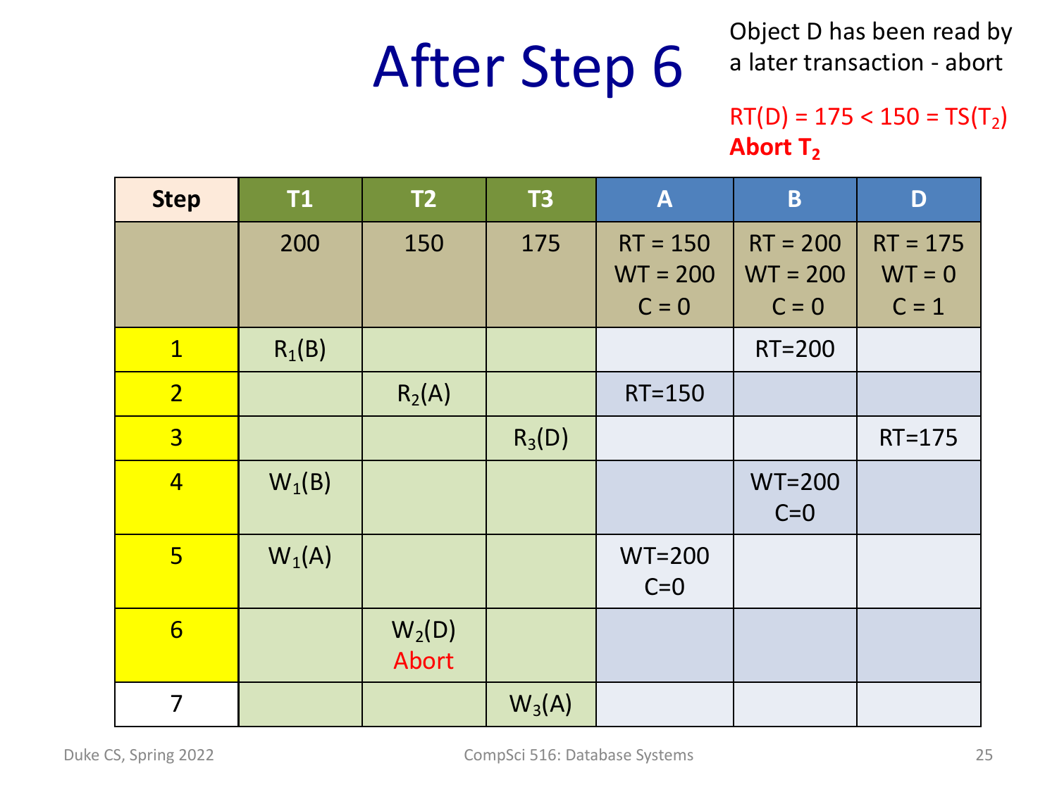# After Step 6

Object D has been read by a later transaction - abort

$RT(D) = 175 < 150 = TS(T_2)$

**Abort $T_2$**

| Step | T1 | T2 | T3 | A | B | D |
|---|---|---|---|---|---|---|
| | 200 | 150 | 175 | RT = 150 WT = 200 C = 0 | RT = 200 WT = 200 C = 0 | RT = 175 WT = 0 C = 1 |
| 1 | $R_1(B)$ | | | | RT=200 | |
| 2 | | $R_2(A)$ | | RT=150 | | |
| 3 | | | $R_3(D)$ | | | RT=175 |
| 4 | $W_1(B)$ | | | | WT=200 C=0 | |
| 5 | $W_1(A)$ | | | WT=200 C=0 | | |
| 6 | | $W_2(D)$ Abort | | | | |
| 7 | | | $W_3(A)$ | | | |

Duke CS, Spring 2022 — CompSci 516: Database Systems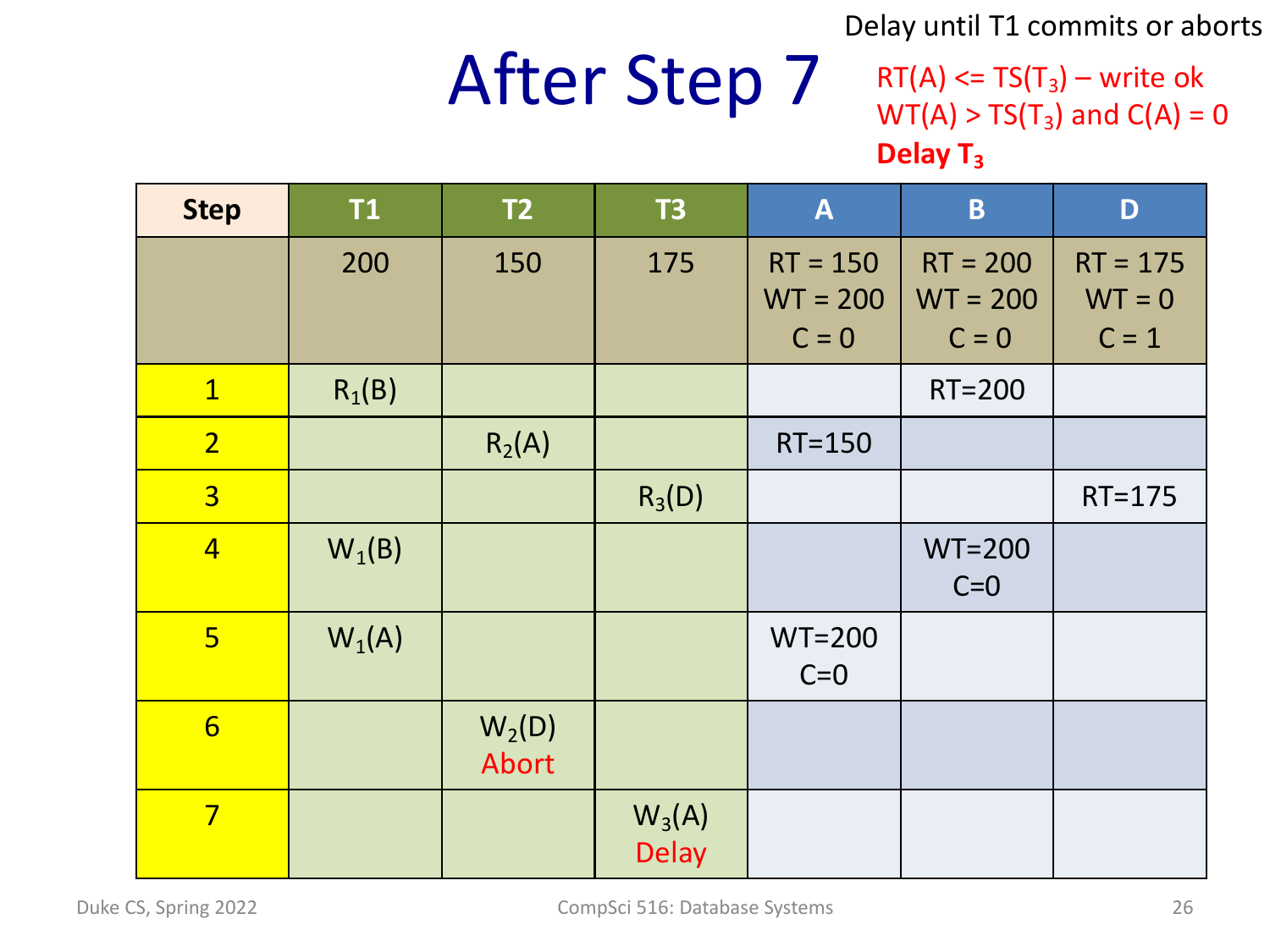# After Step 7

Delay until T1 commits or aborts

$RT(A) <= TS(T_3)$ – write ok
$WT(A) > TS(T_3)$ and $C(A) = 0$
**Delay $T_3$**

| Step | T1 | T2 | T3 | A | B | D |
|---|---|---|---|---|---|---|
| | 200 | 150 | 175 | RT = 150 WT = 200 C = 0 | RT = 200 WT = 200 C = 0 | RT = 175 WT = 0 C = 1 |
| 1 | $R_1(B)$ | | | | RT=200 | |
| 2 | | $R_2(A)$ | | RT=150 | | |
| 3 | | | $R_3(D)$ | | | RT=175 |
| 4 | $W_1(B)$ | | | | WT=200 C=0 | |
| 5 | $W_1(A)$ | | | WT=200 C=0 | | |
| 6 | | $W_2(D)$ Abort | | | | |
| 7 | | | $W_3(A)$ Delay | | | |

Duke CS, Spring 2022 CompSci 516: Database Systems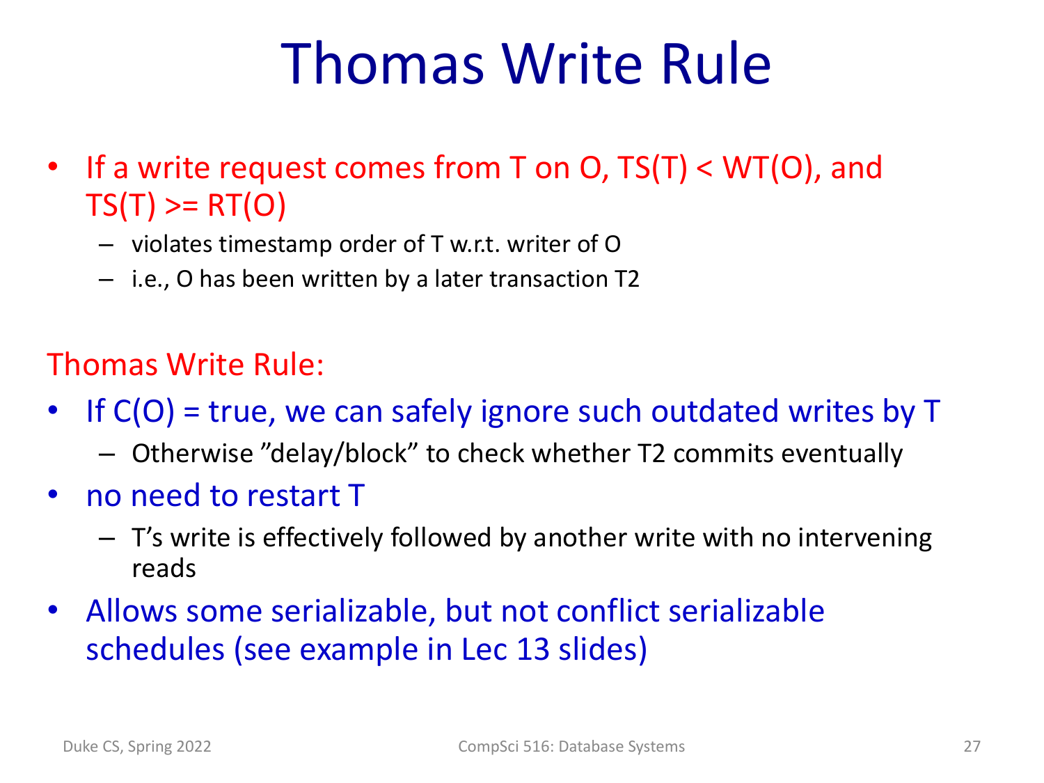# Thomas Write Rule

- If a write request comes from T on O, $TS(T) < WT(O)$, and $TS(T) >= RT(O)$
  - violates timestamp order of T w.r.t. writer of O
  - i.e., O has been written by a later transaction T2

Thomas Write Rule:

- If $C(O)$ = true, we can safely ignore such outdated writes by T
  - Otherwise ”delay/block” to check whether T2 commits eventually
- no need to restart T
  - T’s write is effectively followed by another write with no intervening reads
- Allows some serializable, but not conflict serializable schedules (see example in Lec 13 slides)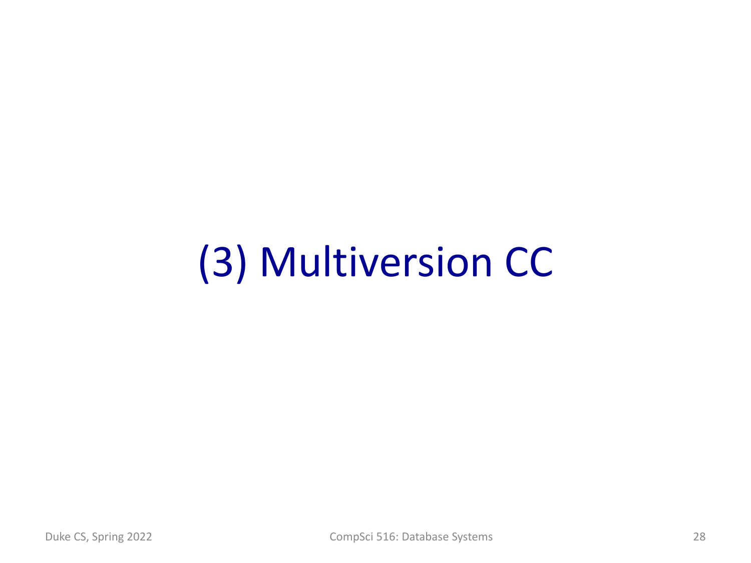# (3) Multiversion CC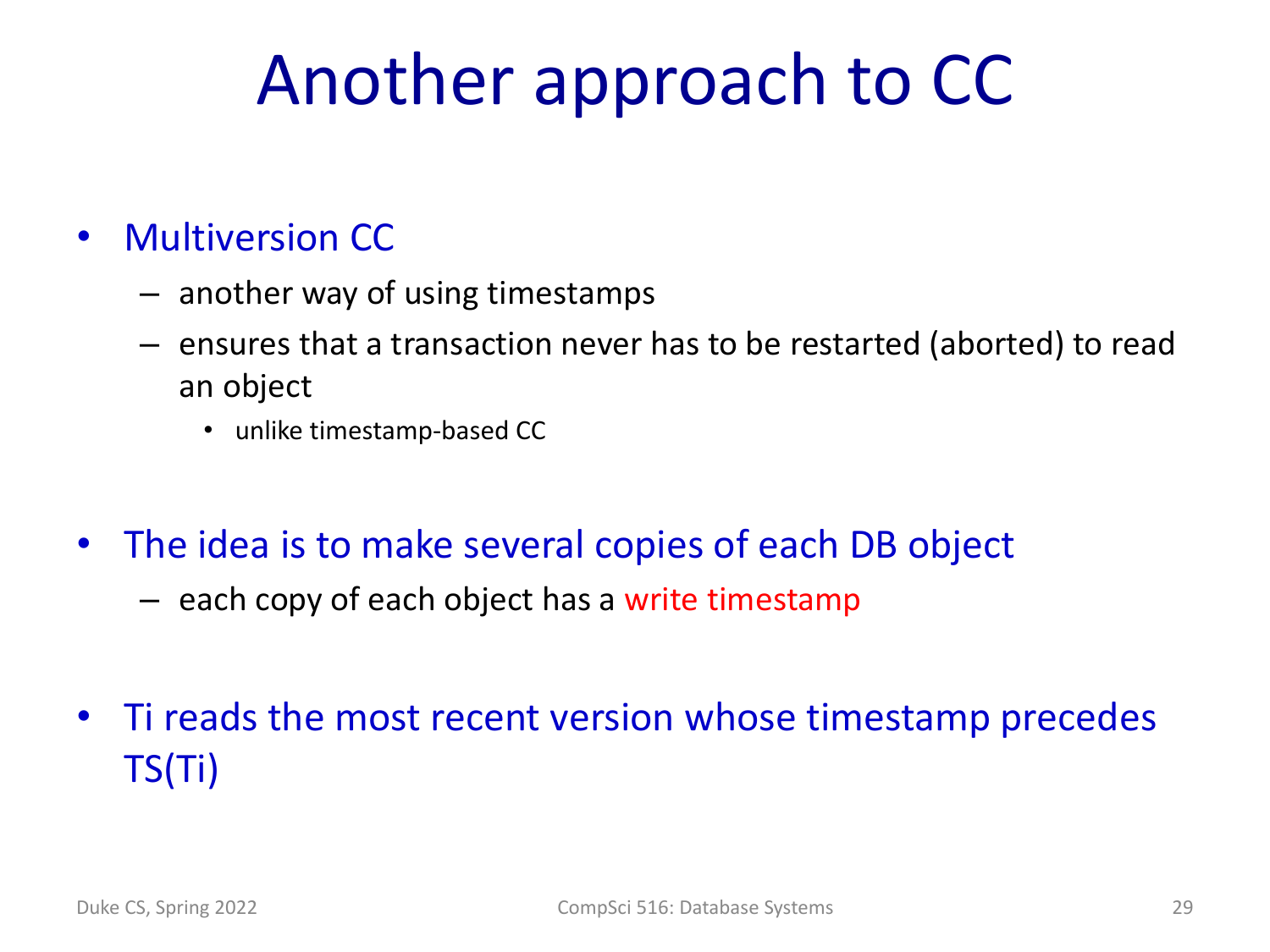# Another approach to CC

- Multiversion CC
  - another way of using timestamps
  - ensures that a transaction never has to be restarted (aborted) to read an object
    - unlike timestamp-based CC
- The idea is to make several copies of each DB object
  - each copy of each object has a write timestamp
- Ti reads the most recent version whose timestamp precedes TS(Ti)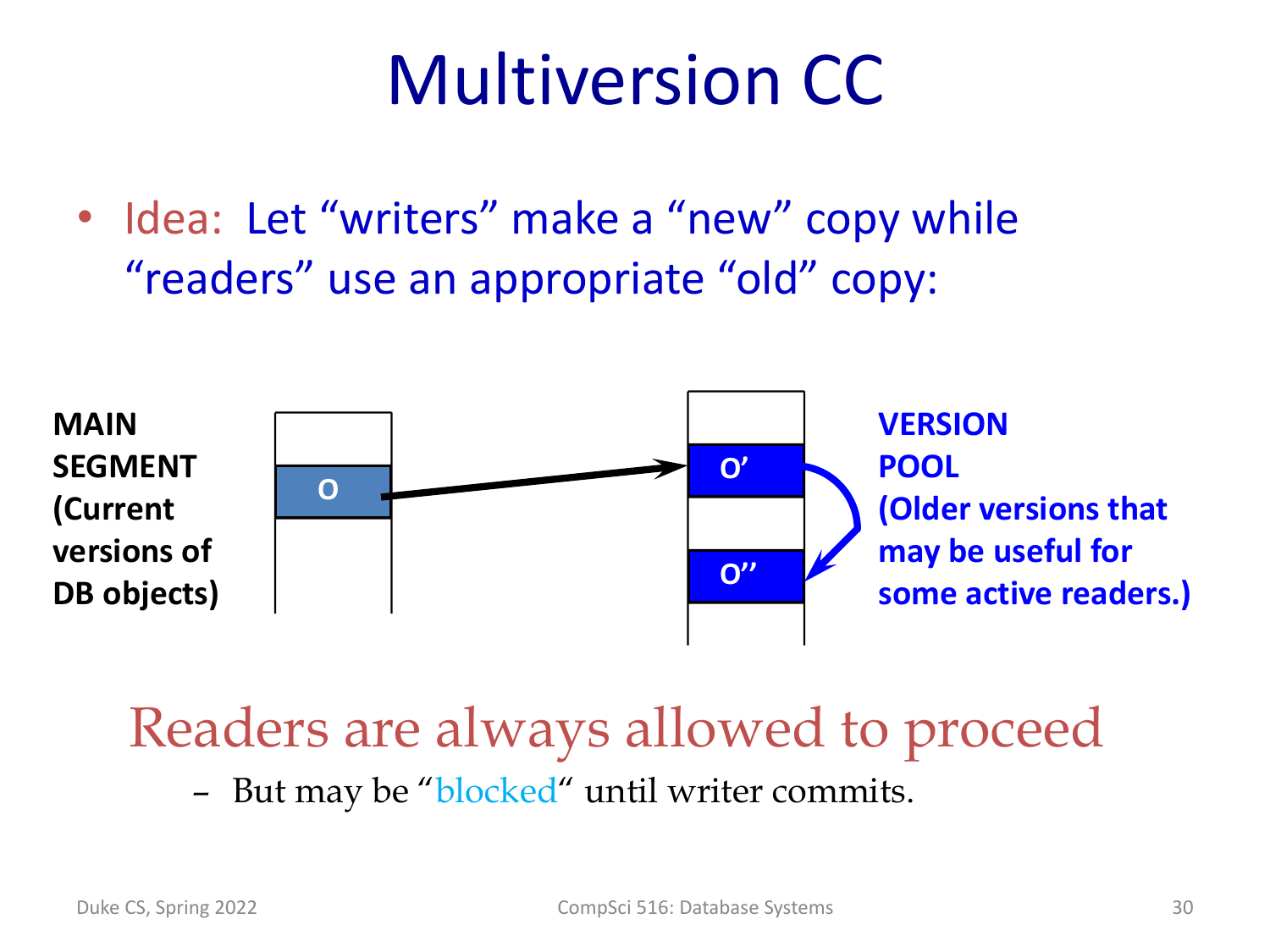# Multiversion CC

- Idea: Let "writers" make a "new" copy while "readers" use an appropriate "old" copy:

MAIN SEGMENT (Current versions of DB objects)

O

O'

O''

VERSION POOL (Older versions that may be useful for some active readers.)

## Readers are always allowed to proceed

- But may be "blocked" until writer commits.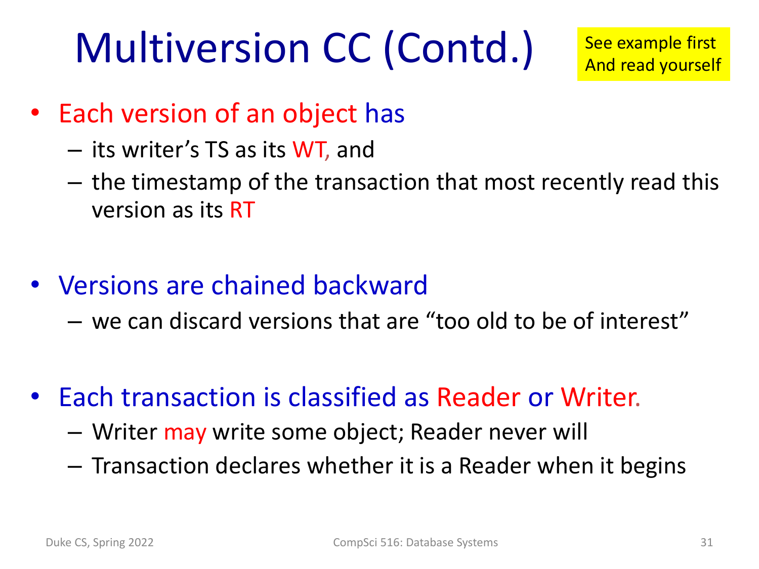# Multiversion CC (Contd.)

See example first
And read yourself

- Each version of an object has
  - its writer's TS as its WT, and
  - the timestamp of the transaction that most recently read this version as its RT
- Versions are chained backward
  - we can discard versions that are "too old to be of interest"
- Each transaction is classified as Reader or Writer.
  - Writer may write some object; Reader never will
  - Transaction declares whether it is a Reader when it begins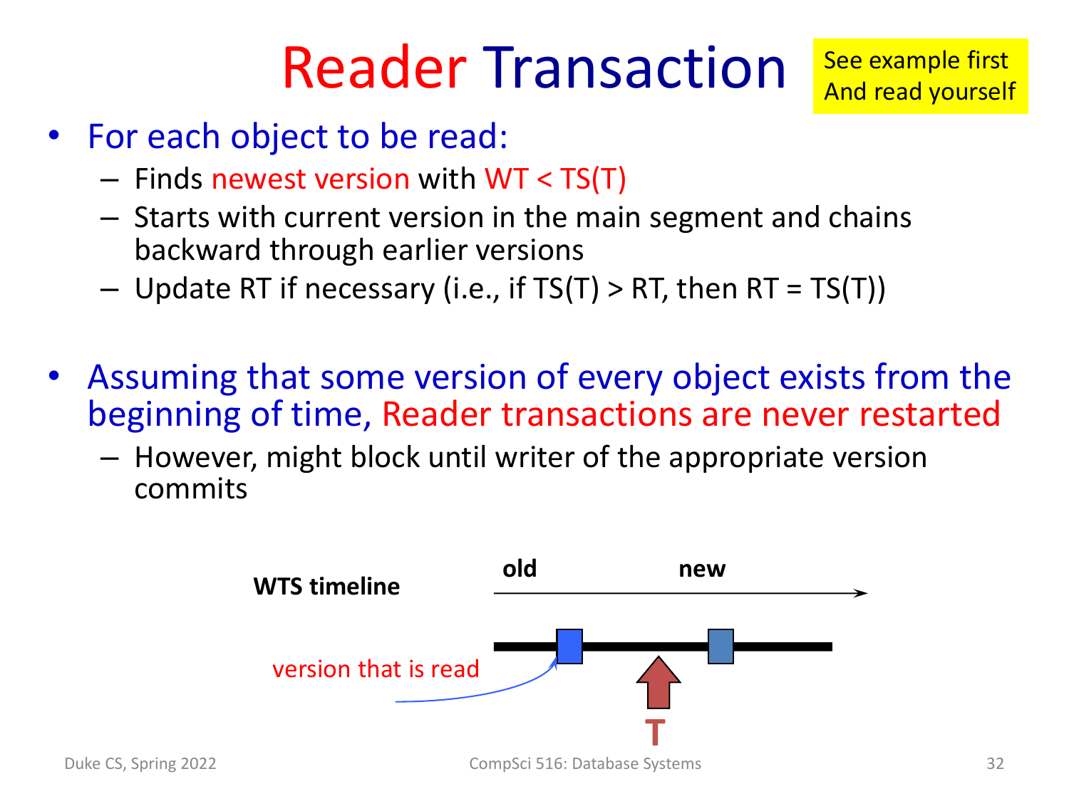# Reader Transaction

See example first
And read yourself

- For each object to be read:
  - Finds newest version with WT < TS(T)
  - Starts with current version in the main segment and chains backward through earlier versions
  - Update RT if necessary (i.e., if TS(T) > RT, then RT = TS(T))

- Assuming that some version of every object exists from the beginning of time, Reader transactions are never restarted
  - However, might block until writer of the appropriate version commits

**WTS timeline** — **old** → **new**

version that is read

T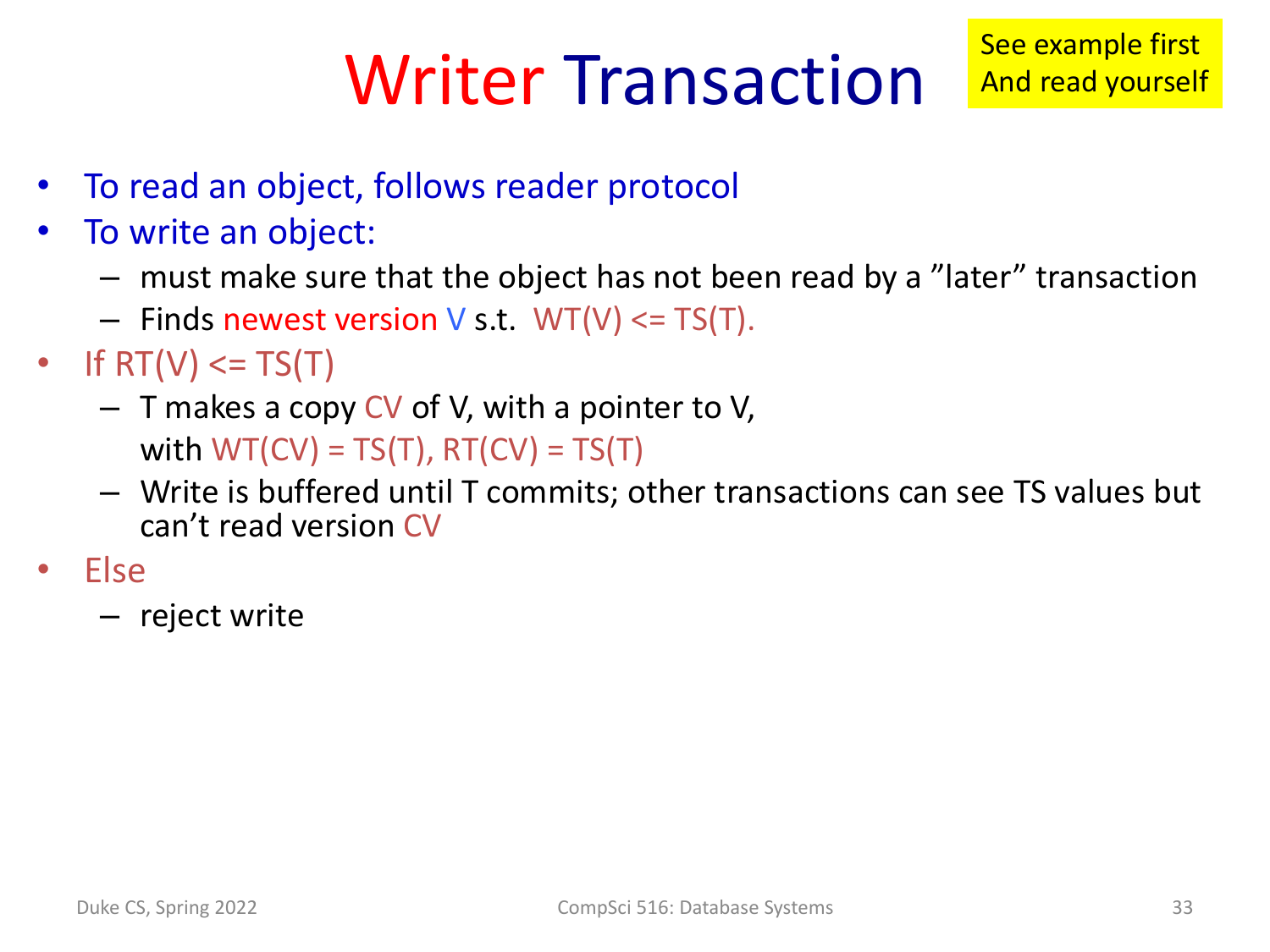# Writer Transaction

See example first
And read yourself

- To read an object, follows reader protocol
- To write an object:
  - must make sure that the object has not been read by a "later" transaction
  - Finds newest version V s.t. WT(V) <= TS(T).
- If RT(V) <= TS(T)
  - T makes a copy CV of V, with a pointer to V, with WT(CV) = TS(T), RT(CV) = TS(T)
  - Write is buffered until T commits; other transactions can see TS values but can't read version CV
- Else
  - reject write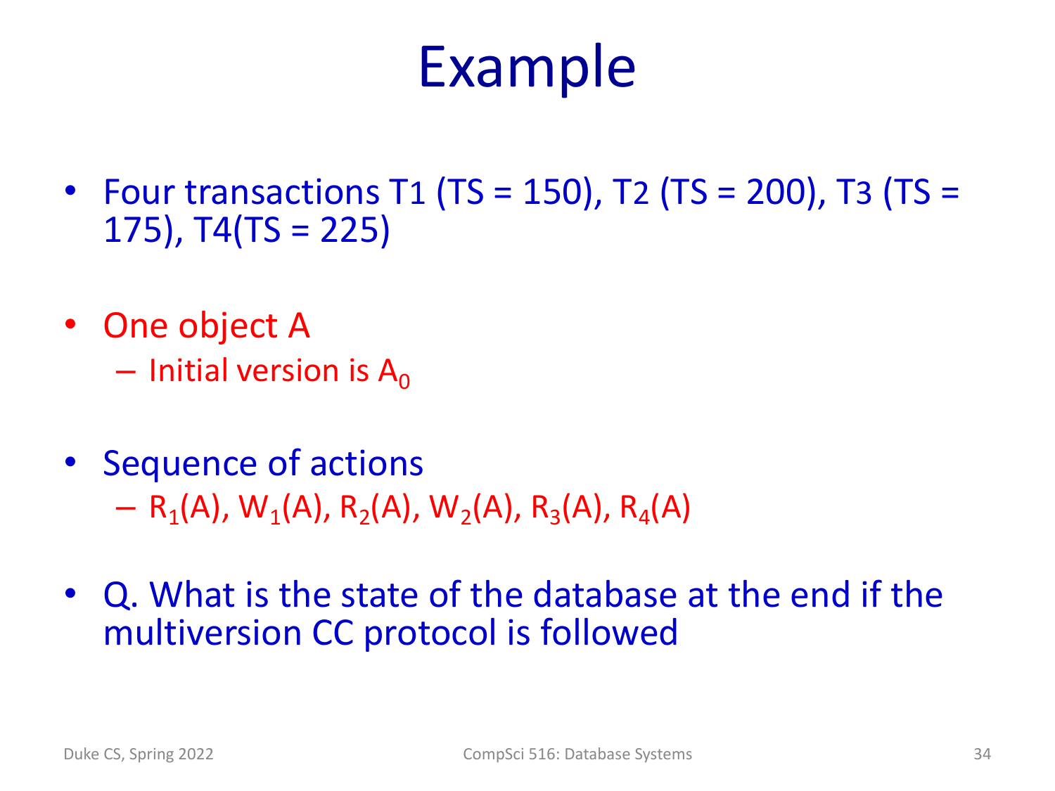# Example

- Four transactions T1 (TS = 150), T2 (TS = 200), T3 (TS = 175), T4(TS = 225)

- One object A
  - Initial version is $A_0$

- Sequence of actions
  - $R_1(A)$, $W_1(A)$, $R_2(A)$, $W_2(A)$, $R_3(A)$, $R_4(A)$

- Q. What is the state of the database at the end if the multiversion CC protocol is followed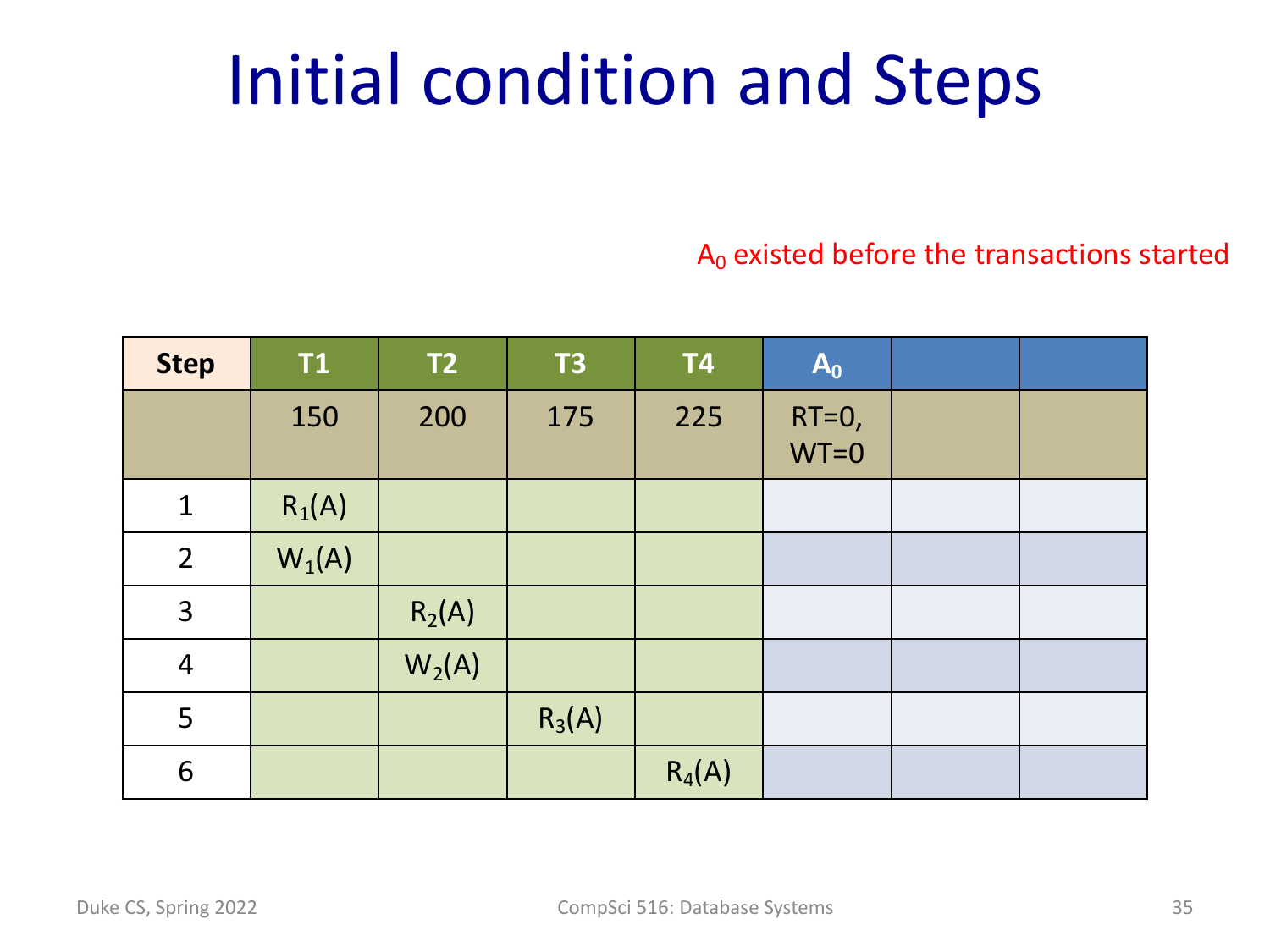# Initial condition and Steps

$A_0$ existed before the transactions started

| Step | T1 | T2 | T3 | T4 | $A_0$ | | |
|---|---|---|---|---|---|---|---|
| | 150 | 200 | 175 | 225 | RT=0, WT=0 | | |
| 1 | $R_1(A)$ | | | | | | |
| 2 | $W_1(A)$ | | | | | | |
| 3 | | $R_2(A)$ | | | | | |
| 4 | | $W_2(A)$ | | | | | |
| 5 | | | $R_3(A)$ | | | | |
| 6 | | | | $R_4(A)$ | | | |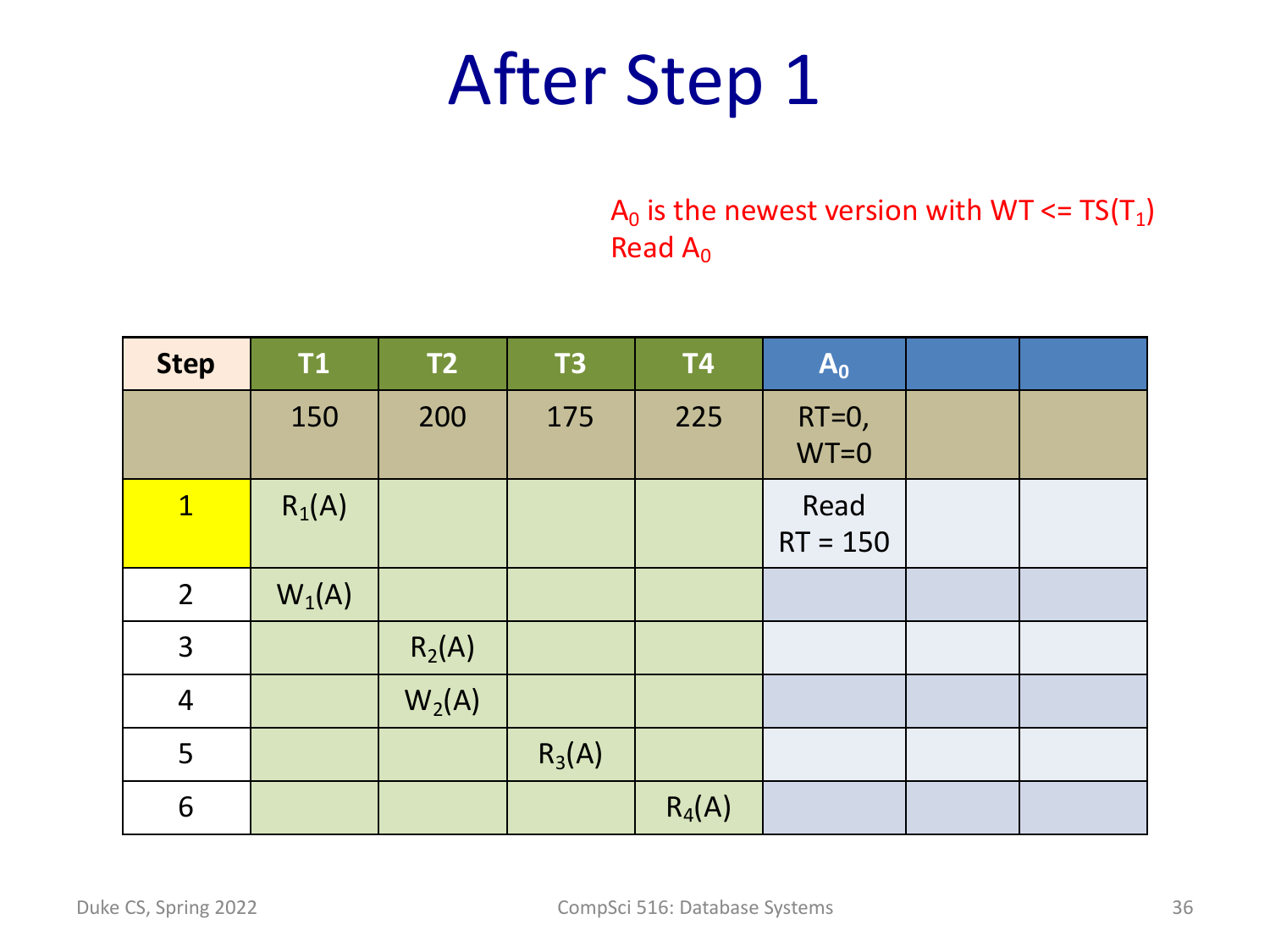# After Step 1

$A_0$ is the newest version with WT <= $TS(T_1)$
Read $A_0$

| Step | T1 | T2 | T3 | T4 | $A_0$ | | |
|---|---|---|---|---|---|---|---|
| | 150 | 200 | 175 | 225 | RT=0, WT=0 | | |
| 1 | $R_1(A)$ | | | | Read RT = 150 | | |
| 2 | $W_1(A)$ | | | | | | |
| 3 | | $R_2(A)$ | | | | | |
| 4 | | $W_2(A)$ | | | | | |
| 5 | | | $R_3(A)$ | | | | |
| 6 | | | | $R_4(A)$ | | | |

Duke CS, Spring 2022 CompSci 516: Database Systems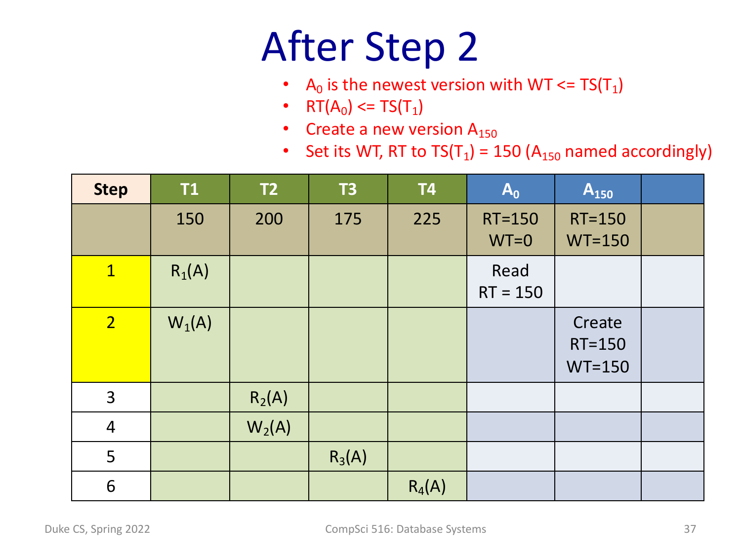# After Step 2

- $A_0$ is the newest version with WT <= $TS(T_1)$
- $RT(A_0)$ <= $TS(T_1)$
- Create a new version $A_{150}$
- Set its WT, RT to $TS(T_1)$ = 150 ($A_{150}$ named accordingly)

| Step | T1 | T2 | T3 | T4 | $A_0$ | $A_{150}$ | |
|---|---|---|---|---|---|---|---|
| | 150 | 200 | 175 | 225 | RT=150 WT=0 | RT=150 WT=150 | |
| 1 | $R_1(A)$ | | | | Read RT = 150 | | |
| 2 | $W_1(A)$ | | | | | Create RT=150 WT=150 | |
| 3 | | $R_2(A)$ | | | | | |
| 4 | | $W_2(A)$ | | | | | |
| 5 | | | $R_3(A)$ | | | | |
| 6 | | | | $R_4(A)$ | | | |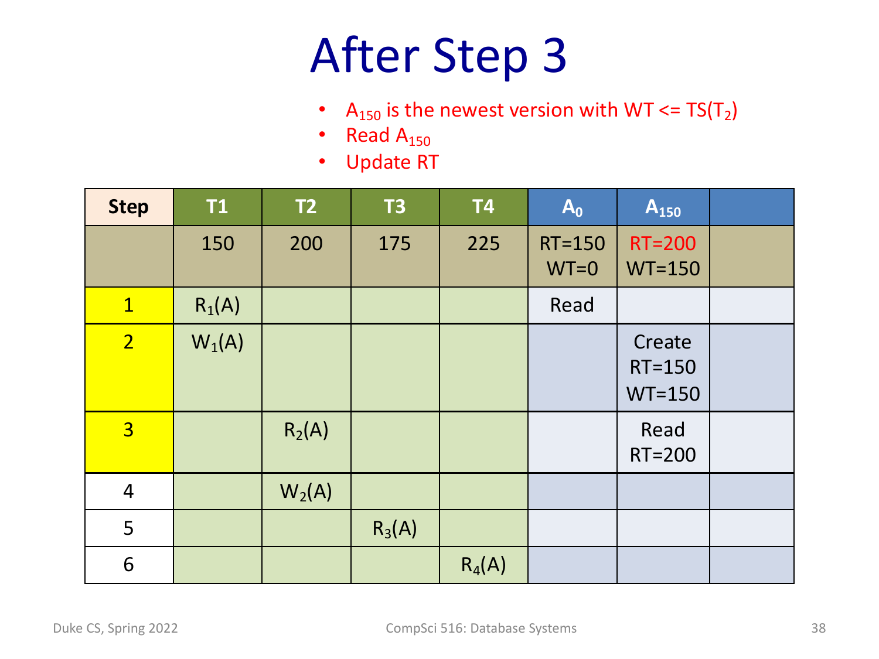# After Step 3

- $A_{150}$ is the newest version with WT <= $TS(T_2)$
- Read $A_{150}$
- Update RT

| Step | T1 | T2 | T3 | T4 | $A_0$ | $A_{150}$ | |
|---|---|---|---|---|---|---|---|
| | 150 | 200 | 175 | 225 | RT=150 WT=0 | RT=200 WT=150 | |
| 1 | $R_1(A)$ | | | | Read | | |
| 2 | $W_1(A)$ | | | | | Create RT=150 WT=150 | |
| 3 | | $R_2(A)$ | | | | Read RT=200 | |
| 4 | | $W_2(A)$ | | | | | |
| 5 | | | $R_3(A)$ | | | | |
| 6 | | | | $R_4(A)$ | | | |

Duke CS, Spring 2022 CompSci 516: Database Systems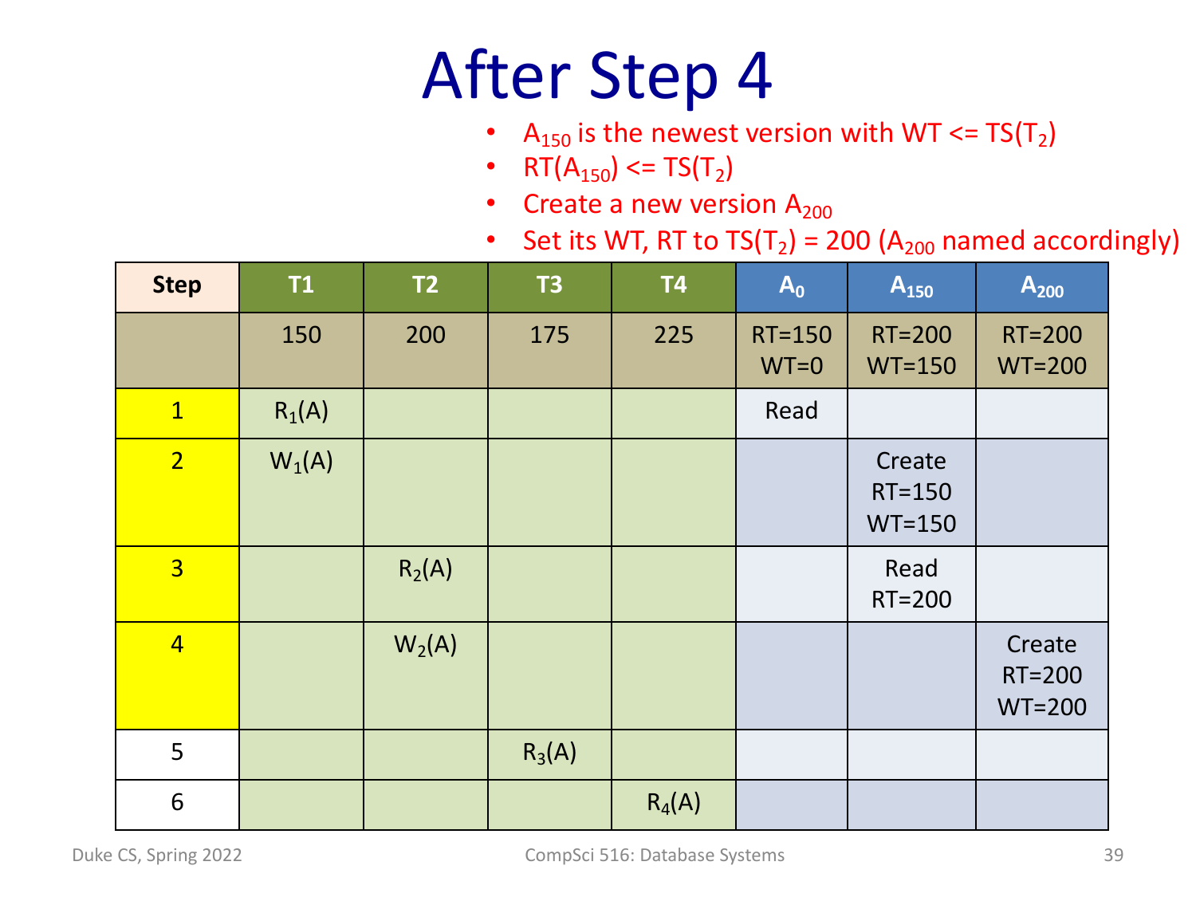# After Step 4

- $A_{150}$ is the newest version with WT <= $TS(T_2)$
- $RT(A_{150})$ <= $TS(T_2)$
- Create a new version $A_{200}$
- Set its WT, RT to $TS(T_2)$ = 200 ($A_{200}$ named accordingly)

| Step | T1 | T2 | T3 | T4 | $A_0$ | $A_{150}$ | $A_{200}$ |
|---|---|---|---|---|---|---|---|
| | 150 | 200 | 175 | 225 | RT=150 WT=0 | RT=200 WT=150 | RT=200 WT=200 |
| 1 | $R_1(A)$ | | | | Read | | |
| 2 | $W_1(A)$ | | | | | Create RT=150 WT=150 | |
| 3 | | $R_2(A)$ | | | | Read RT=200 | |
| 4 | | $W_2(A)$ | | | | | Create RT=200 WT=200 |
| 5 | | | $R_3(A)$ | | | | |
| 6 | | | | $R_4(A)$ | | | |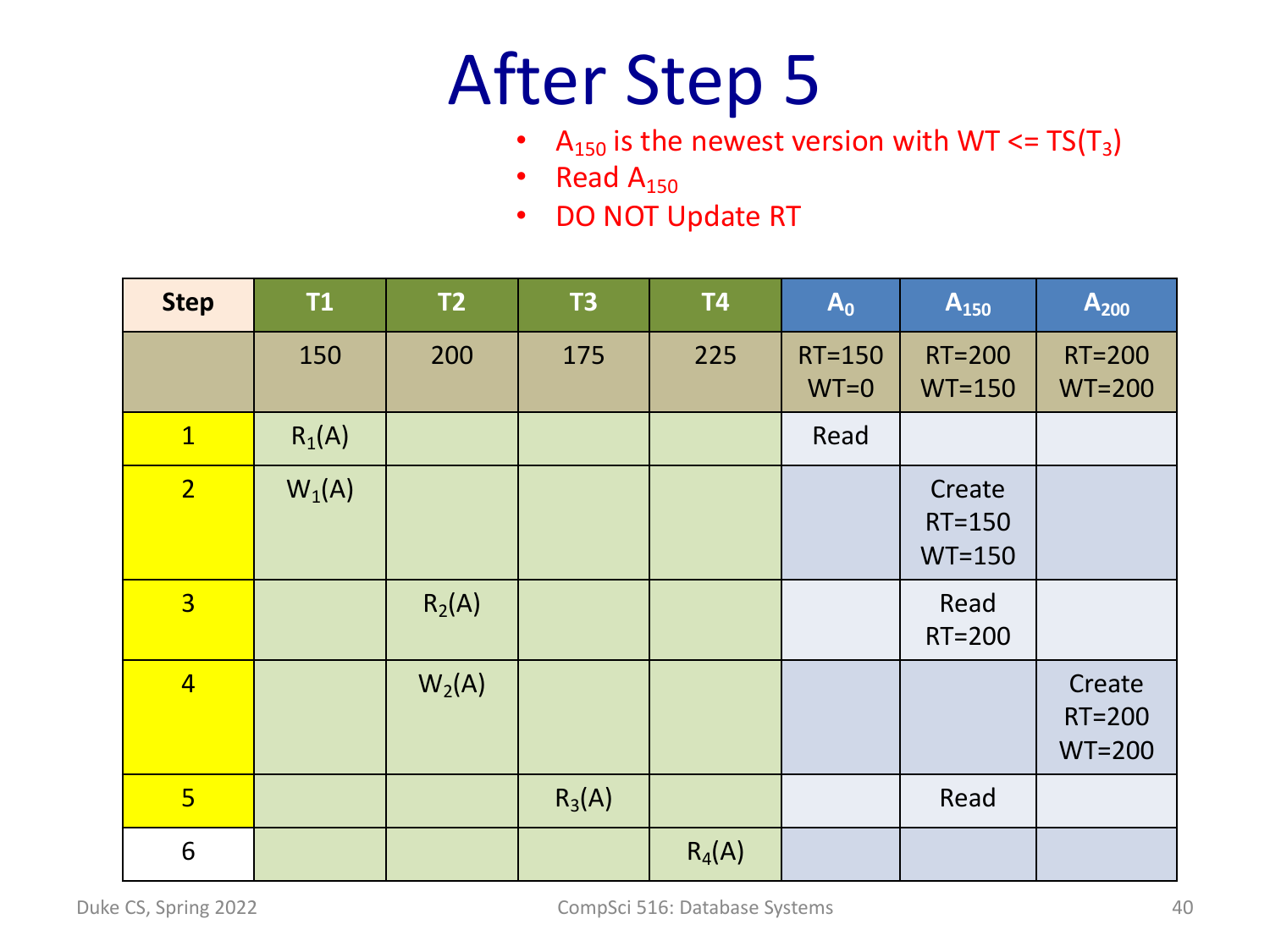# After Step 5

- $A_{150}$ is the newest version with WT <= $TS(T_3)$
- Read $A_{150}$
- DO NOT Update RT

| Step | T1 | T2 | T3 | T4 | $A_0$ | $A_{150}$ | $A_{200}$ |
|---|---|---|---|---|---|---|---|
| | 150 | 200 | 175 | 225 | RT=150 WT=0 | RT=200 WT=150 | RT=200 WT=200 |
| 1 | $R_1(A)$ | | | | Read | | |
| 2 | $W_1(A)$ | | | | | Create RT=150 WT=150 | |
| 3 | | $R_2(A)$ | | | | Read RT=200 | |
| 4 | | $W_2(A)$ | | | | | Create RT=200 WT=200 |
| 5 | | | $R_3(A)$ | | | Read | |
| 6 | | | | $R_4(A)$ | | | |

Duke CS, Spring 2022 CompSci 516: Database Systems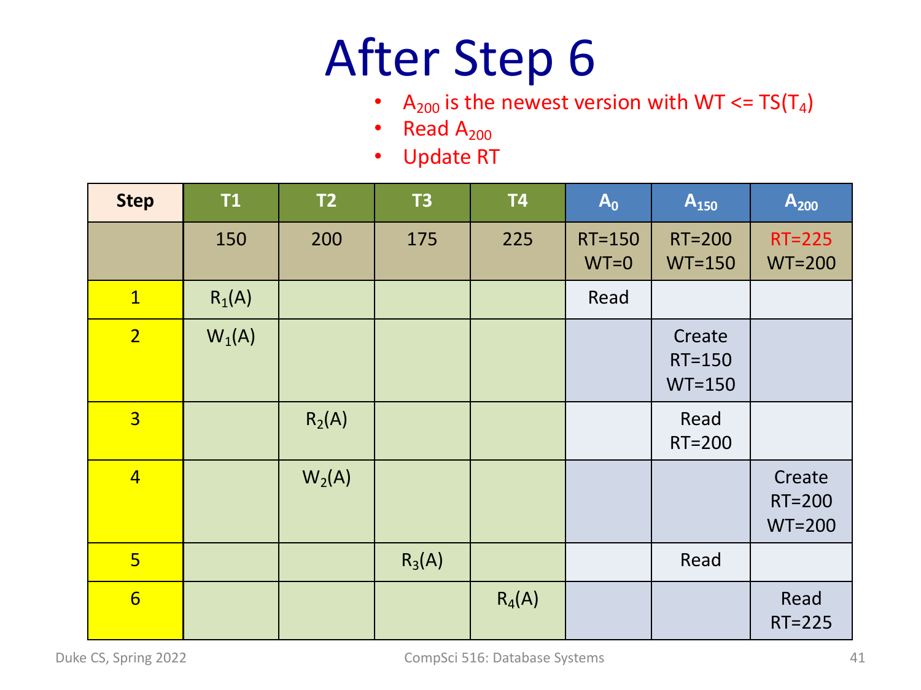# After Step 6

- $A_{200}$ is the newest version with WT <= TS($T_4$)
- Read $A_{200}$
- Update RT

| Step | T1 | T2 | T3 | T4 | $A_0$ | $A_{150}$ | $A_{200}$ |
|---|---|---|---|---|---|---|---|
| | 150 | 200 | 175 | 225 | RT=150 WT=0 | RT=200 WT=150 | RT=225 WT=200 |
| 1 | $R_1(A)$ | | | | Read | | |
| 2 | $W_1(A)$ | | | | | Create RT=150 WT=150 | |
| 3 | | $R_2(A)$ | | | | Read RT=200 | |
| 4 | | $W_2(A)$ | | | | | Create RT=200 WT=200 |
| 5 | | | $R_3(A)$ | | | Read | |
| 6 | | | | $R_4(A)$ | | | Read RT=225 |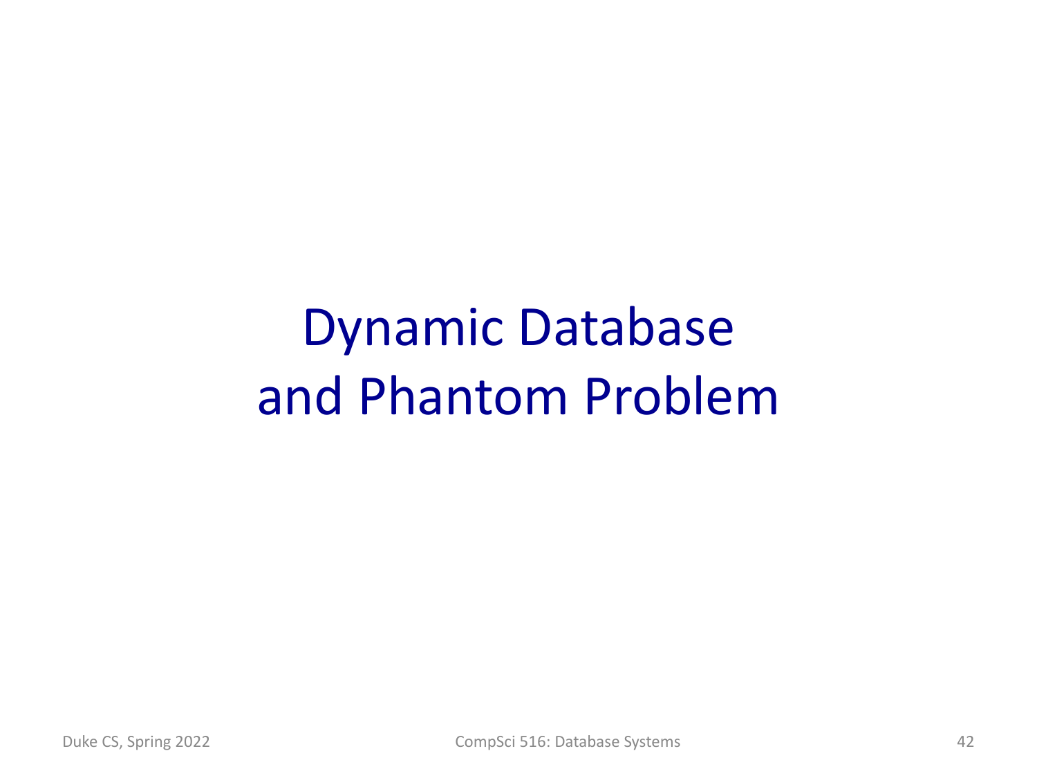# Dynamic Database and Phantom Problem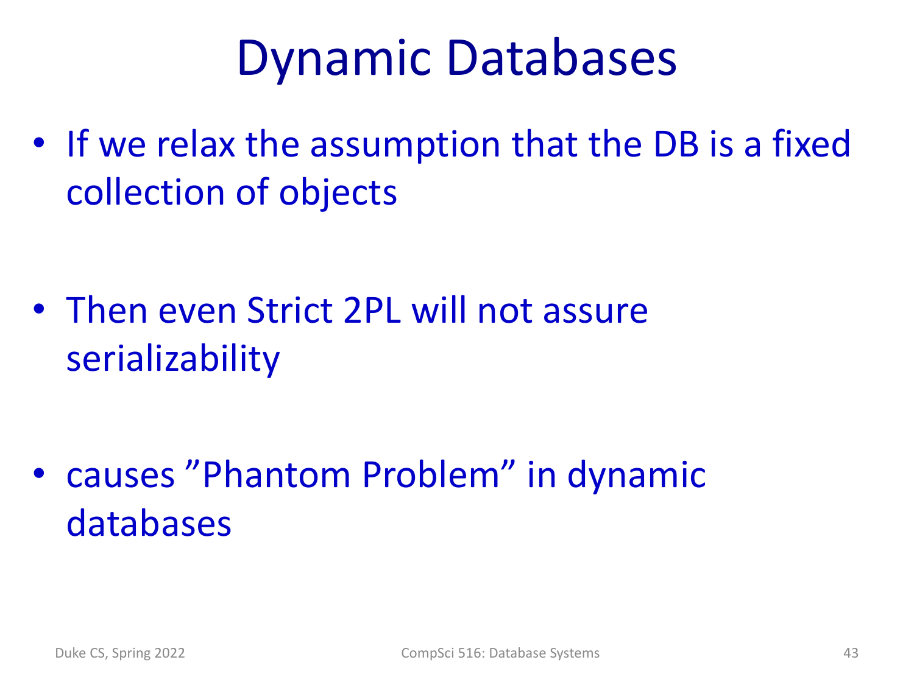# Dynamic Databases

- If we relax the assumption that the DB is a fixed collection of objects

- Then even Strict 2PL will not assure serializability

- causes ”Phantom Problem” in dynamic databases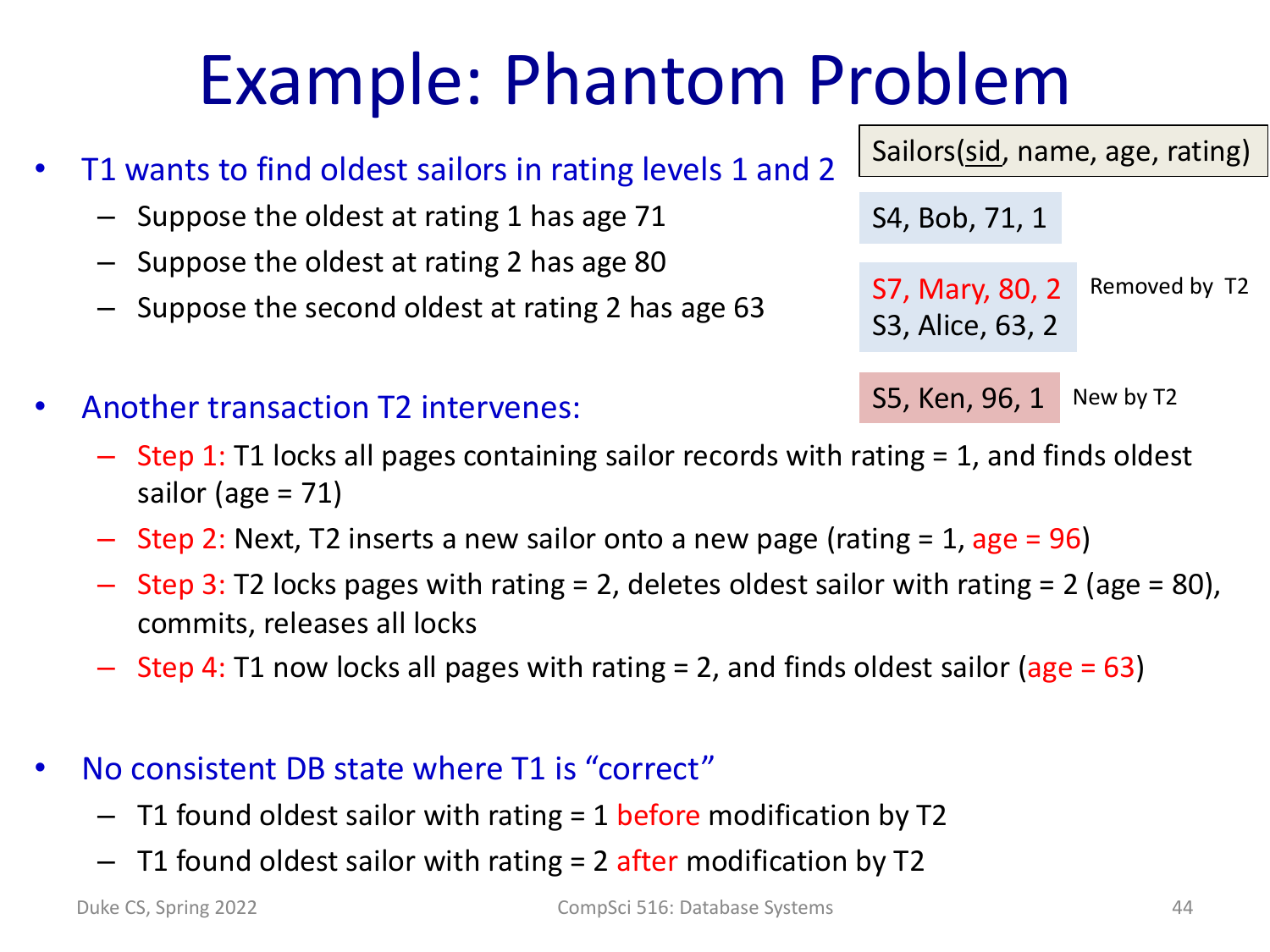# Example: Phantom Problem

Sailors(<u>sid</u>, name, age, rating)

S4, Bob, 71, 1

S7, Mary, 80, 2 — Removed by T2
S3, Alice, 63, 2

S5, Ken, 96, 1 — New by T2

- T1 wants to find oldest sailors in rating levels 1 and 2
  - Suppose the oldest at rating 1 has age 71
  - Suppose the oldest at rating 2 has age 80
  - Suppose the second oldest at rating 2 has age 63
- Another transaction T2 intervenes:
  - Step 1: T1 locks all pages containing sailor records with rating = 1, and finds oldest sailor (age = 71)
  - Step 2: Next, T2 inserts a new sailor onto a new page (rating = 1, age = 96)
  - Step 3: T2 locks pages with rating = 2, deletes oldest sailor with rating = 2 (age = 80), commits, releases all locks
  - Step 4: T1 now locks all pages with rating = 2, and finds oldest sailor (age = 63)
- No consistent DB state where T1 is "correct"
  - T1 found oldest sailor with rating = 1 before modification by T2
  - T1 found oldest sailor with rating = 2 after modification by T2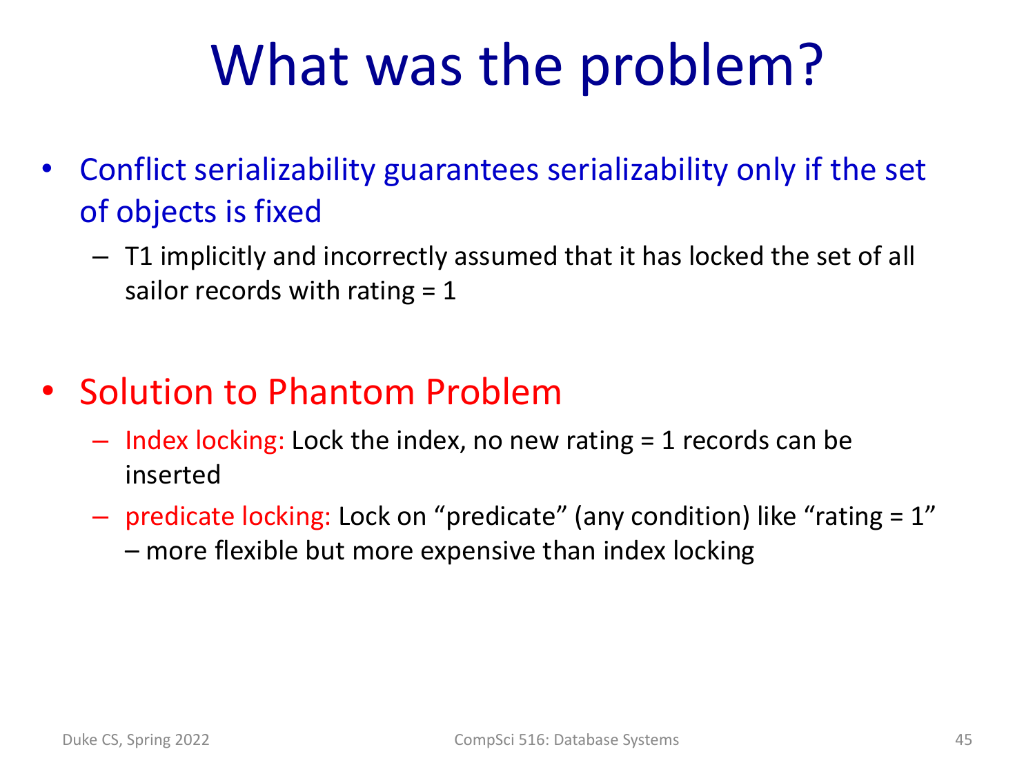# What was the problem?

- Conflict serializability guarantees serializability only if the set of objects is fixed
  - T1 implicitly and incorrectly assumed that it has locked the set of all sailor records with rating = 1

- Solution to Phantom Problem
  - Index locking: Lock the index, no new rating = 1 records can be inserted
  - predicate locking: Lock on "predicate" (any condition) like "rating = 1" – more flexible but more expensive than index locking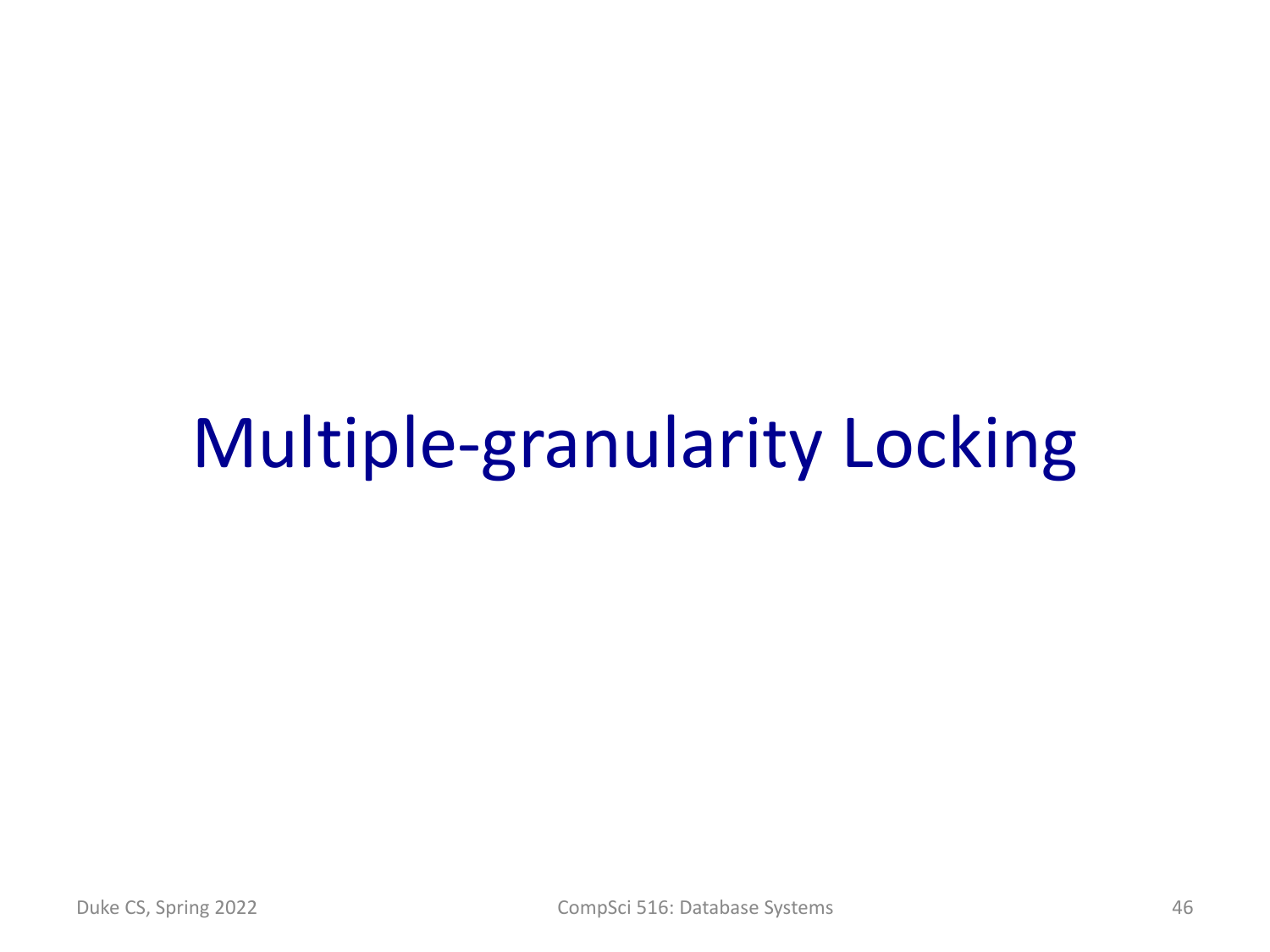# Multiple-granularity Locking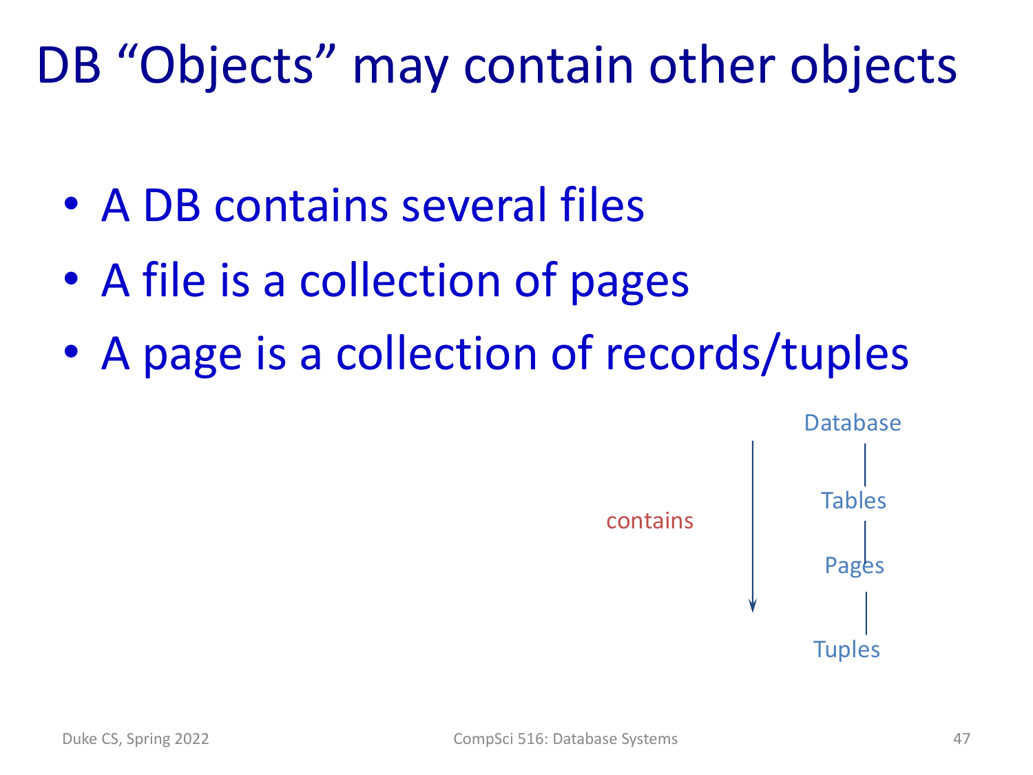# DB "Objects" may contain other objects

- A DB contains several files
- A file is a collection of pages
- A page is a collection of records/tuples

contains

Database

Tables

Pages

Tuples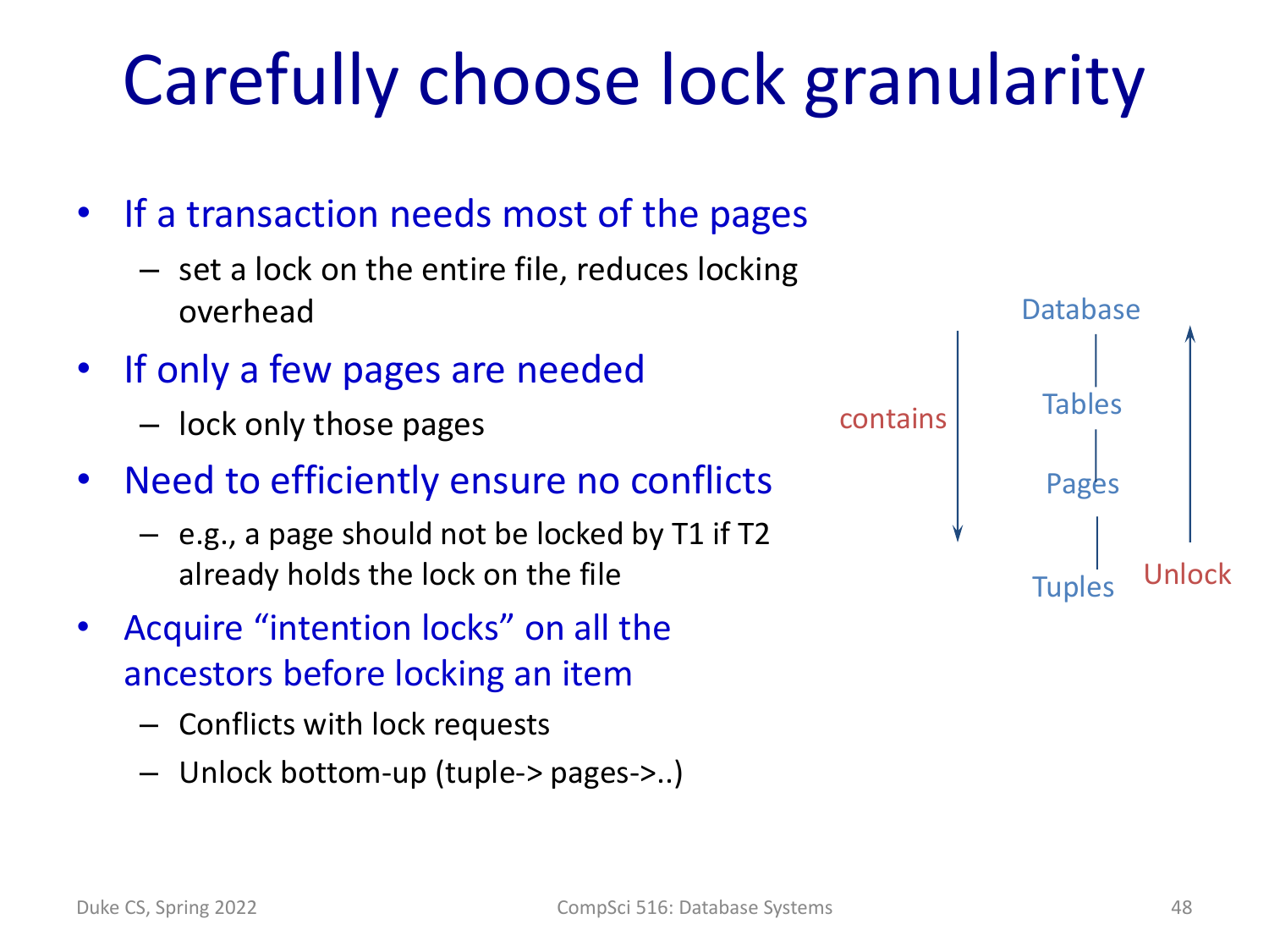# Carefully choose lock granularity

- If a transaction needs most of the pages
  - set a lock on the entire file, reduces locking overhead
- If only a few pages are needed
  - lock only those pages
- Need to efficiently ensure no conflicts
  - e.g., a page should not be locked by T1 if T2 already holds the lock on the file
- Acquire "intention locks" on all the ancestors before locking an item
  - Conflicts with lock requests
  - Unlock bottom-up (tuple-> pages->..)

Database

Tables

Pages

Tuples

contains

Unlock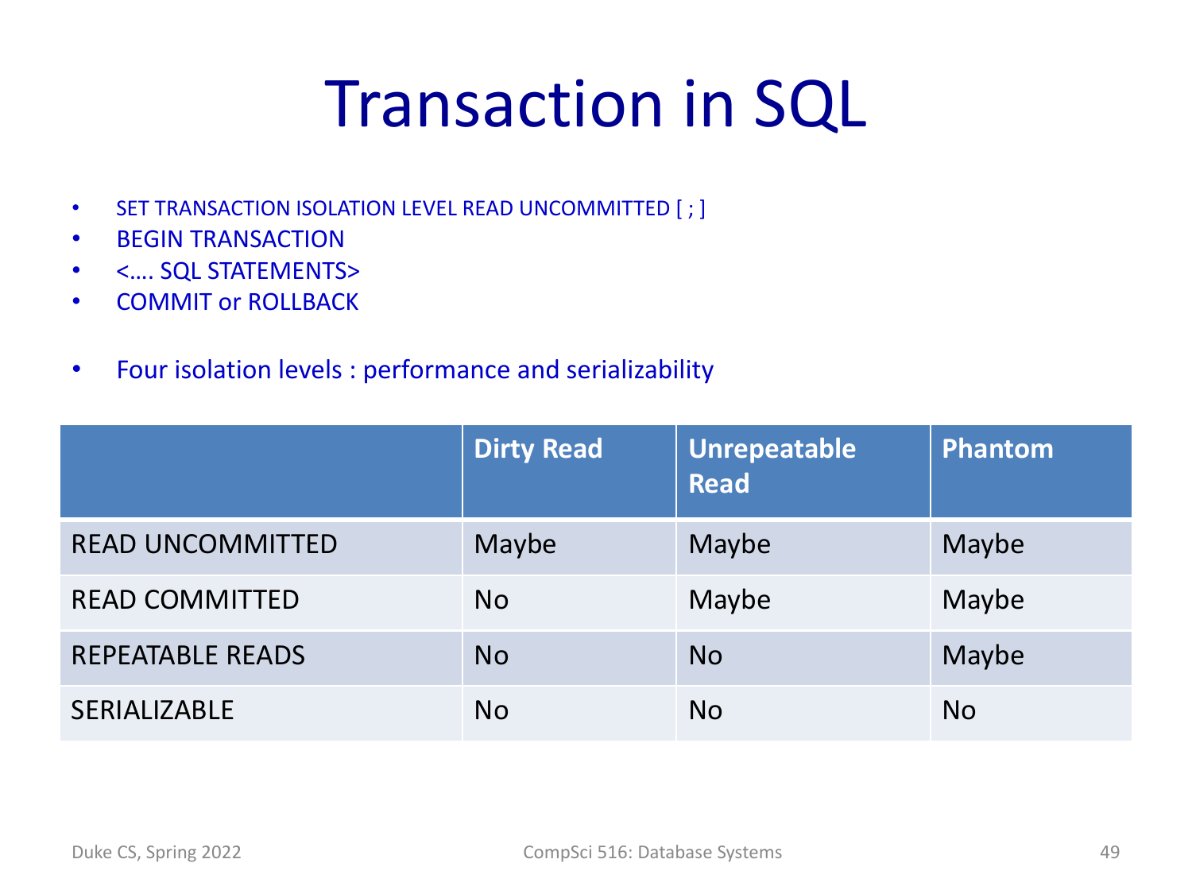# Transaction in SQL

- SET TRANSACTION ISOLATION LEVEL READ UNCOMMITTED [ ; ]
- BEGIN TRANSACTION
- <…. SQL STATEMENTS>
- COMMIT or ROLLBACK

- Four isolation levels : performance and serializability

| | Dirty Read | Unrepeatable Read | Phantom |
|---|---|---|---|
| READ UNCOMMITTED | Maybe | Maybe | Maybe |
| READ COMMITTED | No | Maybe | Maybe |
| REPEATABLE READS | No | No | Maybe |
| SERIALIZABLE | No | No | No |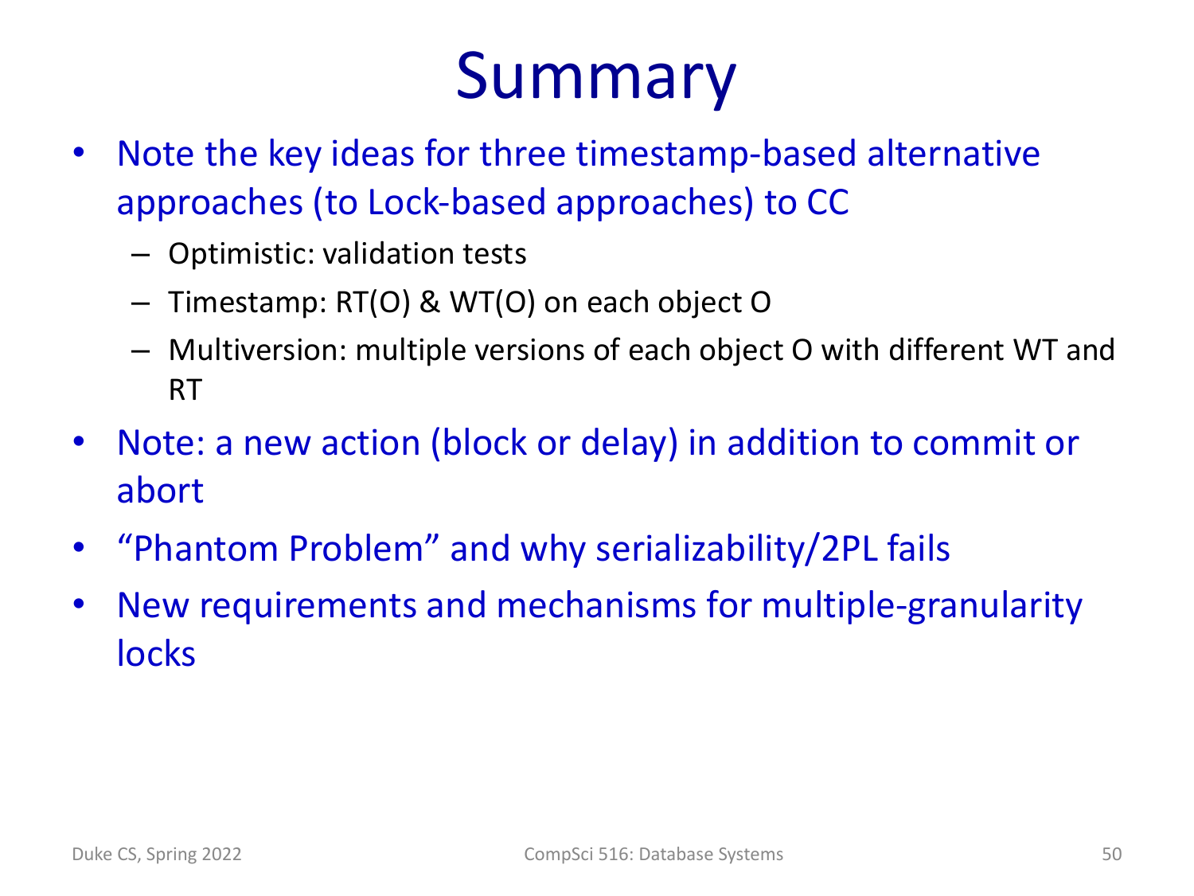# Summary

- Note the key ideas for three timestamp-based alternative approaches (to Lock-based approaches) to CC
  - Optimistic: validation tests
  - Timestamp: RT(O) & WT(O) on each object O
  - Multiversion: multiple versions of each object O with different WT and RT
- Note: a new action (block or delay) in addition to commit or abort
- "Phantom Problem" and why serializability/2PL fails
- New requirements and mechanisms for multiple-granularity locks